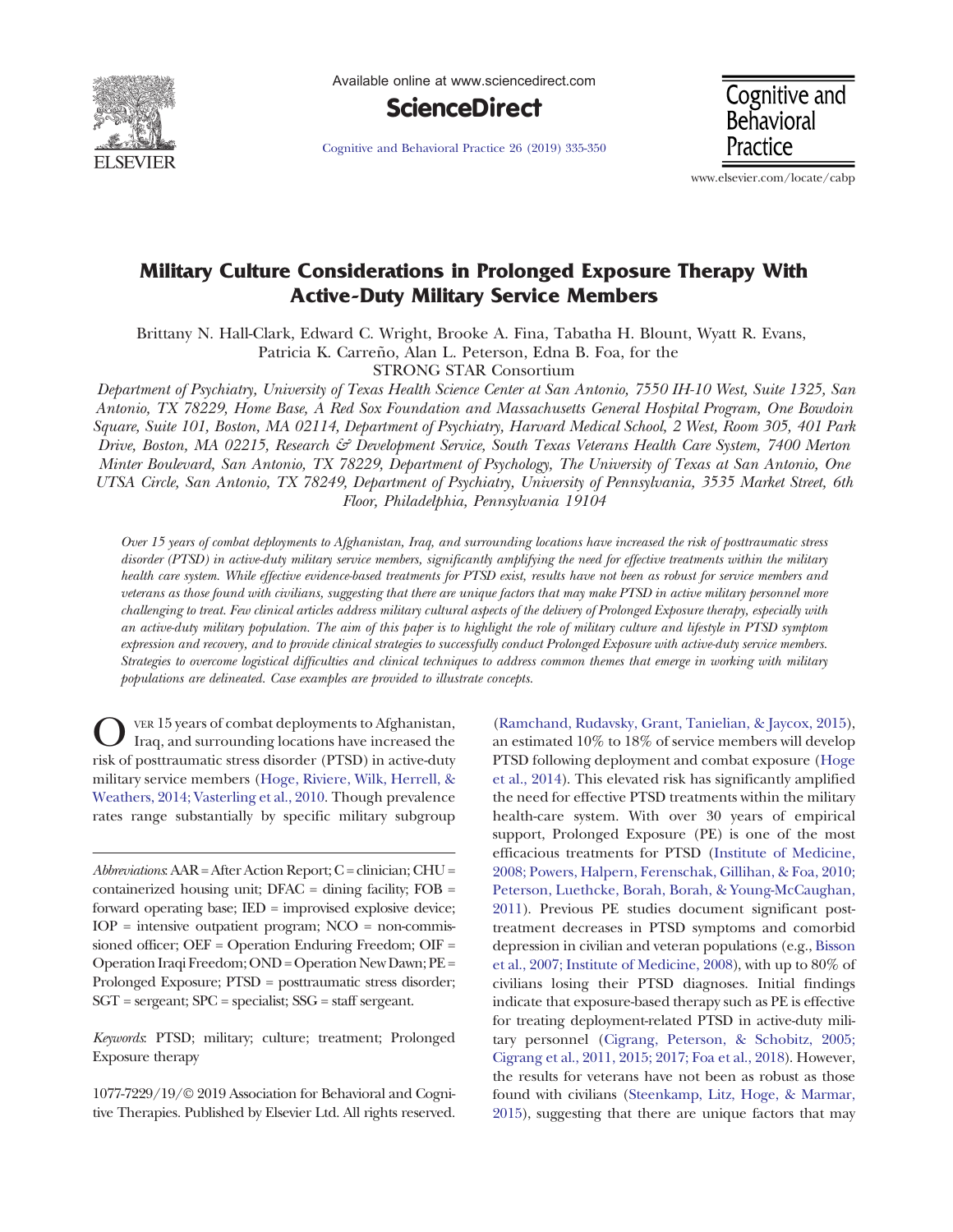# Military Culture Considerations in Prolonged Exposure Therapy With Active-Duty Military Service Members

Brittany N. Hall-Clark, Edward C. Wright, Brooke A. Fina, Tabatha H. Blount, Wyatt R. Evans, Patricia K. Carreño, Alan L. Peterson, Edna B. Foa, for the STRONG STAR Consortium

*Department of Psychiatry, University of Texas Health Science Center at San Antonio, 7550 IH-10 West, Suite 1325, San Antonio, TX 78229, Home Base, A Red Sox Foundation and Massachusetts General Hospital Program, One Bowdoin Square, Suite 101, Boston, MA 02114, Department of Psychiatry, Harvard Medical School, 2 West, Room 305, 401 Park Drive, Boston, MA 02215, Research & Development Service, South Texas Veterans Health Care System, 7400 Merton Minter Boulevard, San Antonio, TX 78229, Department of Psychology, The University of Texas at San Antonio, One UTSA Circle, San Antonio, TX 78249, Department of Psychiatry, University of Pennsylvania, 3535 Market Street, 6th Floor, Philadelphia, Pennsylvania 19104*

*Over 15 years of combat deployments to Afghanistan, Iraq, and surrounding locations have increased the risk of posttraumatic stress disorder (PTSD) in active-duty military service members, significantly amplifying the need for effective treatments within the military health care system. While effective evidence-based treatments for PTSD exist, results have not been as robust for service members and veterans as those found with civilians, suggesting that there are unique factors that may make PTSD in active military personnel more challenging to treat. Few clinical articles address military cultural aspects of the delivery of Prolonged Exposure therapy, especially with an active-duty military population. The aim of this paper is to highlight the role of military culture and lifestyle in PTSD symptom expression and recovery, and to provide clinical strategies to successfully conduct Prolonged Exposure with active-duty service members. Strategies to overcome logistical difficulties and clinical techniques to address common themes that emerge in working with military populations are delineated. Case examples are provided to illustrate concepts.*

Over 15 years of combat deployments to Afghanistan, Iraq, and surrounding locations have increased the risk of posttraumatic stress disorder (PTSD) in active-duty military service members (Hoge, Riviere, Wilk, Herrell, & Weathers, 2014; Vasterling et al., 2010. Though prevalence rates range substantially by specific military subgroup (Ramchand, Rudavsky, Grant, Tanielian, & Jaycox, 2015), an estimated 10% to 18% of service members will develop PTSD following deployment and combat exposure (Hoge et al., 2014). This elevated risk has significantly amplified the need for effective PTSD treatments within the military health-care system. With over 30 years of empirical support, Prolonged Exposure (PE) is one of the most efficacious treatments for PTSD (Institute of Medicine, 2008; Powers, Halpern, Ferenschak, Gillihan, & Foa, 2010; Peterson, Luethcke, Borah, Borah, & Young-McCaughan, 2011). Previous PE studies document significant posttreatment decreases in PTSD symptoms and comorbid depression in civilian and veteran populations (e.g., Bisson et al., 2007; Institute of Medicine, 2008), with up to 80% of civilians losing their PTSD diagnoses. Initial findings indicate that exposure-based therapy such as PE is effective for treating deployment-related PTSD in active-duty military personnel (Cigrang, Peterson, & Schobitz, 2005; Cigrang et al., 2011, 2015; 2017; Foa et al., 2018). However, the results for veterans have not been as robust as those found with civilians (Steenkamp, Litz, Hoge, & Marmar, 2015), suggesting that there are unique factors that may

*Abbreviations*: AAR = After Action Report; C = clinician; CHU = containerized housing unit; DFAC = dining facility; FOB = forward operating base; IED = improvised explosive device; IOP = intensive outpatient program; NCO = non-commissioned officer; OEF = Operation Enduring Freedom; OIF = Operation Iraqi Freedom; OND = Operation New Dawn; PE = Prolonged Exposure; PTSD = posttraumatic stress disorder; SGT = sergeant; SPC = specialist; SSG = staff sergeant.

*Keywords*: PTSD; military; culture; treatment; Prolonged Exposure therapy

1077-7229/19/© 2019 Association for Behavioral and Cognitive Therapies. Published by Elsevier Ltd. All rights reserved.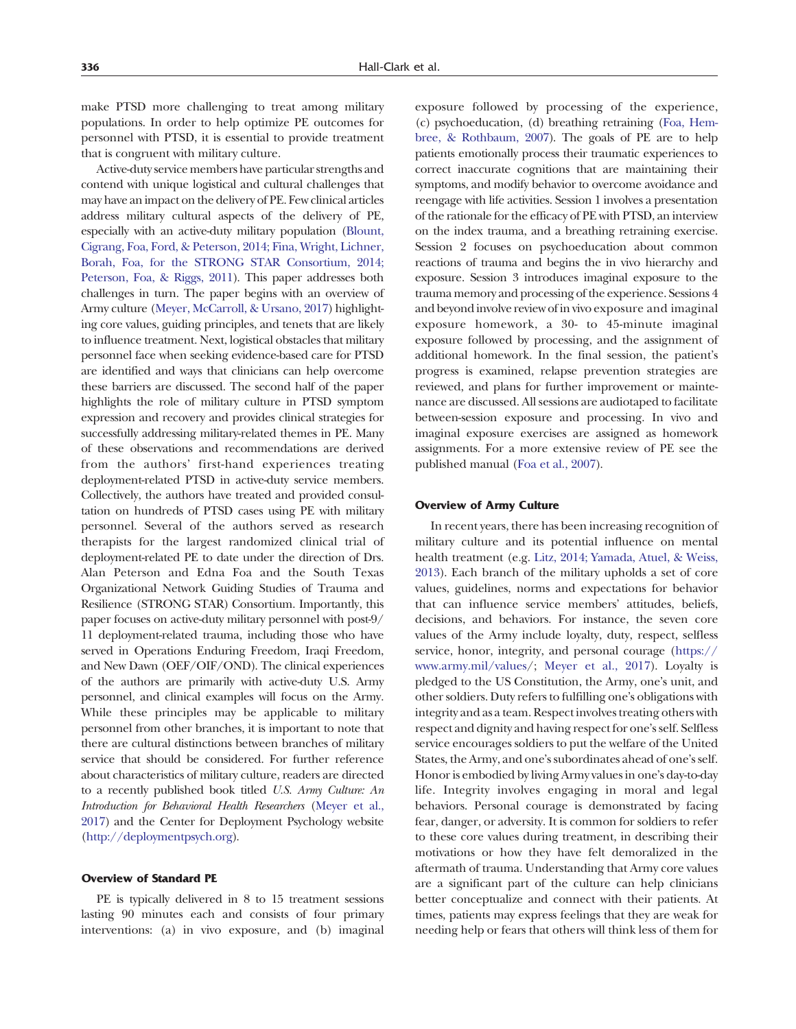make PTSD more challenging to treat among military populations. In order to help optimize PE outcomes for personnel with PTSD, it is essential to provide treatment that is congruent with military culture.

Active-duty service members have particular strengths and contend with unique logistical and cultural challenges that may have an impact on the delivery of PE. Few clinical articles address military cultural aspects of the delivery of PE, especially with an active-duty military population (Blount, Cigrang, Foa, Ford, & Peterson, 2014; Fina, Wright, Lichner, Borah, Foa, for the STRONG STAR Consortium, 2014; Peterson, Foa, & Riggs, 2011). This paper addresses both challenges in turn. The paper begins with an overview of Army culture (Meyer, McCarroll, & Ursano, 2017) highlighting core values, guiding principles, and tenets that are likely to influence treatment. Next, logistical obstacles that military personnel face when seeking evidence-based care for PTSD are identified and ways that clinicians can help overcome these barriers are discussed. The second half of the paper highlights the role of military culture in PTSD symptom expression and recovery and provides clinical strategies for successfully addressing military-related themes in PE. Many of these observations and recommendations are derived from the authors' first-hand experiences treating deployment-related PTSD in active-duty service members. Collectively, the authors have treated and provided consultation on hundreds of PTSD cases using PE with military personnel. Several of the authors served as research therapists for the largest randomized clinical trial of deployment-related PE to date under the direction of Drs. Alan Peterson and Edna Foa and the South Texas Organizational Network Guiding Studies of Trauma and Resilience (STRONG STAR) Consortium. Importantly, this paper focuses on active-duty military personnel with post-9/11 deployment-related trauma, including those who have served in Operations Enduring Freedom, Iraqi Freedom, and New Dawn (OEF/OIF/OND). The clinical experiences of the authors are primarily with active-duty U.S. Army personnel, and clinical examples will focus on the Army. While these principles may be applicable to military personnel from other branches, it is important to note that there are cultural distinctions between branches of military service that should be considered. For further reference about characteristics of military culture, readers are directed to a recently published book titled *U.S. Army Culture: An Introduction for Behavioral Health Researchers* (Meyer et al., 2017) and the Center for Deployment Psychology website (http://deploymentpsych.org).

### Overview of Standard PE

PE is typically delivered in 8 to 15 treatment sessions lasting 90 minutes each and consists of four primary interventions: (a) in vivo exposure, and (b) imaginal exposure followed by processing of the experience, (c) psychoeducation, (d) breathing retraining (Foa, Hembree, & Rothbaum, 2007). The goals of PE are to help patients emotionally process their traumatic experiences to correct inaccurate cognitions that are maintaining their symptoms, and modify behavior to overcome avoidance and reengage with life activities. Session 1 involves a presentation of the rationale for the efficacy of PE with PTSD, an interview on the index trauma, and a breathing retraining exercise. Session 2 focuses on psychoeducation about common reactions of trauma and begins the in vivo hierarchy and exposure. Session 3 introduces imaginal exposure to the trauma memory and processing of the experience. Sessions 4 and beyond involve review of in vivo exposure and imaginal exposure homework, a 30- to 45-minute imaginal exposure followed by processing, and the assignment of additional homework. In the final session, the patient's progress is examined, relapse prevention strategies are reviewed, and plans for further improvement or maintenance are discussed. All sessions are audiotaped to facilitate between-session exposure and processing. In vivo and imaginal exposure exercises are assigned as homework assignments. For a more extensive review of PE see the published manual (Foa et al., 2007).

### Overview of Army Culture

In recent years, there has been increasing recognition of military culture and its potential influence on mental health treatment (e.g. Litz, 2014; Yamada, Atuel, & Weiss, 2013). Each branch of the military upholds a set of core values, guidelines, norms and expectations for behavior that can influence service members' attitudes, beliefs, decisions, and behaviors. For instance, the seven core values of the Army include loyalty, duty, respect, selfless service, honor, integrity, and personal courage (https://www.army.mil/values/; Meyer et al., 2017). Loyalty is pledged to the US Constitution, the Army, one's unit, and other soldiers. Duty refers to fulfilling one's obligations with integrity and as a team. Respect involves treating others with respect and dignity and having respect for one's self. Selfless service encourages soldiers to put the welfare of the United States, the Army, and one's subordinates ahead of one's self. Honor is embodied by living Army values in one's day-to-day life. Integrity involves engaging in moral and legal behaviors. Personal courage is demonstrated by facing fear, danger, or adversity. It is common for soldiers to refer to these core values during treatment, in describing their motivations or how they have felt demoralized in the aftermath of trauma. Understanding that Army core values are a significant part of the culture can help clinicians better conceptualize and connect with their patients. At times, patients may express feelings that they are weak for needing help or fears that others will think less of them for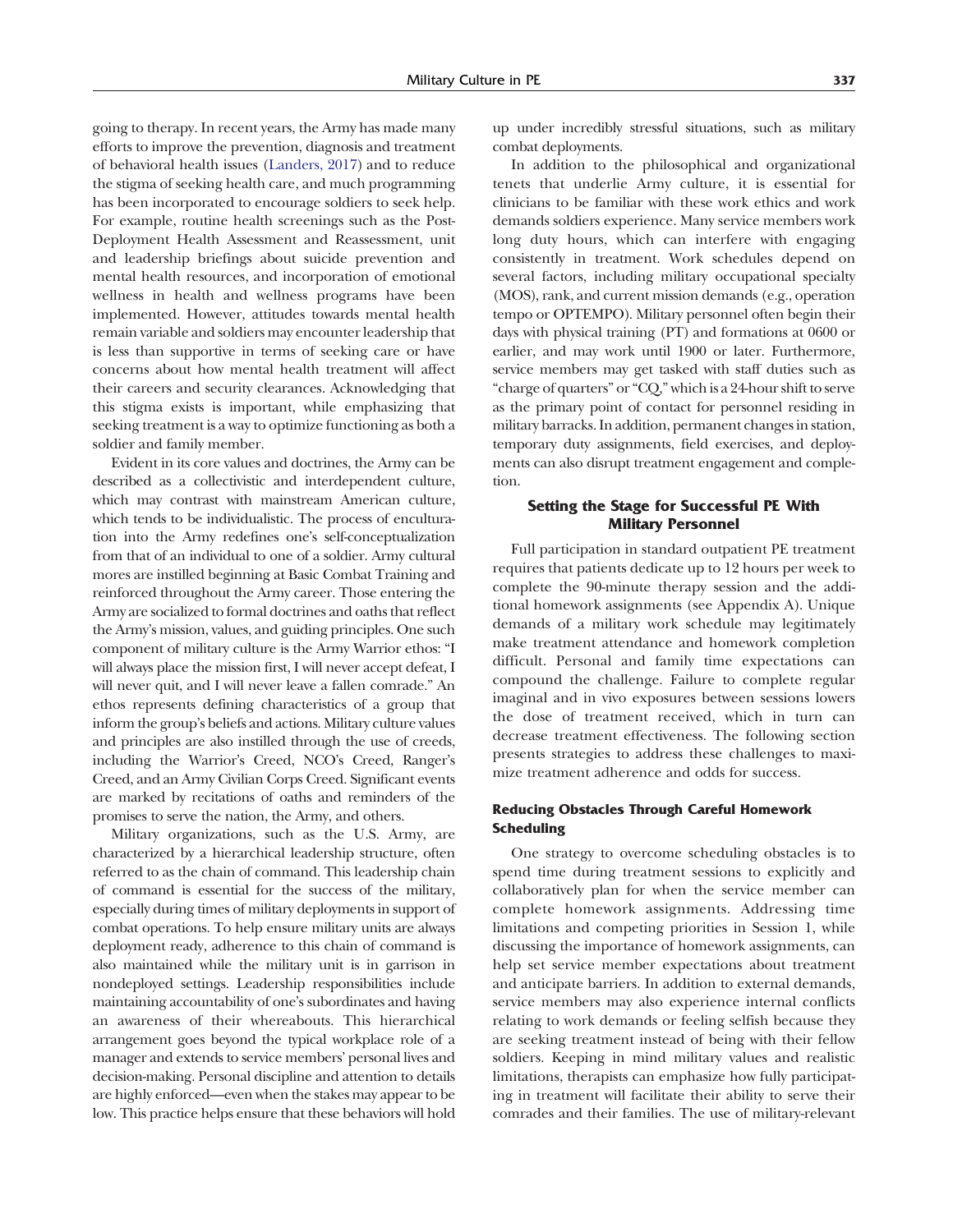going to therapy. In recent years, the Army has made many efforts to improve the prevention, diagnosis and treatment of behavioral health issues (Landers, 2017) and to reduce the stigma of seeking health care, and much programming has been incorporated to encourage soldiers to seek help. For example, routine health screenings such as the Post-Deployment Health Assessment and Reassessment, unit and leadership briefings about suicide prevention and mental health resources, and incorporation of emotional wellness in health and wellness programs have been implemented. However, attitudes towards mental health remain variable and soldiers may encounter leadership that is less than supportive in terms of seeking care or have concerns about how mental health treatment will affect their careers and security clearances. Acknowledging that this stigma exists is important, while emphasizing that seeking treatment is a way to optimize functioning as both a soldier and family member.

Evident in its core values and doctrines, the Army can be described as a collectivistic and interdependent culture, which may contrast with mainstream American culture, which tends to be individualistic. The process of enculturation into the Army redefines one's self-conceptualization from that of an individual to one of a soldier. Army cultural mores are instilled beginning at Basic Combat Training and reinforced throughout the Army career. Those entering the Army are socialized to formal doctrines and oaths that reflect the Army's mission, values, and guiding principles. One such component of military culture is the Army Warrior ethos: "I will always place the mission first, I will never accept defeat, I will never quit, and I will never leave a fallen comrade." An ethos represents defining characteristics of a group that inform the group's beliefs and actions. Military culture values and principles are also instilled through the use of creeds, including the Warrior's Creed, NCO's Creed, Ranger's Creed, and an Army Civilian Corps Creed. Significant events are marked by recitations of oaths and reminders of the promises to serve the nation, the Army, and others.

Military organizations, such as the U.S. Army, are characterized by a hierarchical leadership structure, often referred to as the chain of command. This leadership chain of command is essential for the success of the military, especially during times of military deployments in support of combat operations. To help ensure military units are always deployment ready, adherence to this chain of command is also maintained while the military unit is in garrison in nondeployed settings. Leadership responsibilities include maintaining accountability of one's subordinates and having an awareness of their whereabouts. This hierarchical arrangement goes beyond the typical workplace role of a manager and extends to service members' personal lives and decision-making. Personal discipline and attention to details are highly enforced—even when the stakes may appear to be low. This practice helps ensure that these behaviors will hold up under incredibly stressful situations, such as military combat deployments.

In addition to the philosophical and organizational tenets that underlie Army culture, it is essential for clinicians to be familiar with these work ethics and work demands soldiers experience. Many service members work long duty hours, which can interfere with engaging consistently in treatment. Work schedules depend on several factors, including military occupational specialty (MOS), rank, and current mission demands (e.g., operation tempo or OPTEMPO). Military personnel often begin their days with physical training (PT) and formations at 0600 or earlier, and may work until 1900 or later. Furthermore, service members may get tasked with staff duties such as "charge of quarters" or "CQ," which is a 24-hour shift to serve as the primary point of contact for personnel residing in military barracks. In addition, permanent changes in station, temporary duty assignments, field exercises, and deployments can also disrupt treatment engagement and completion.

## Setting the Stage for Successful PE With Military Personnel

Full participation in standard outpatient PE treatment requires that patients dedicate up to 12 hours per week to complete the 90-minute therapy session and the additional homework assignments (see Appendix A). Unique demands of a military work schedule may legitimately make treatment attendance and homework completion difficult. Personal and family time expectations can compound the challenge. Failure to complete regular imaginal and in vivo exposures between sessions lowers the dose of treatment received, which in turn can decrease treatment effectiveness. The following section presents strategies to address these challenges to maximize treatment adherence and odds for success.

### Reducing Obstacles Through Careful Homework Scheduling

One strategy to overcome scheduling obstacles is to spend time during treatment sessions to explicitly and collaboratively plan for when the service member can complete homework assignments. Addressing time limitations and competing priorities in Session 1, while discussing the importance of homework assignments, can help set service member expectations about treatment and anticipate barriers. In addition to external demands, service members may also experience internal conflicts relating to work demands or feeling selfish because they are seeking treatment instead of being with their fellow soldiers. Keeping in mind military values and realistic limitations, therapists can emphasize how fully participating in treatment will facilitate their ability to serve their comrades and their families. The use of military-relevant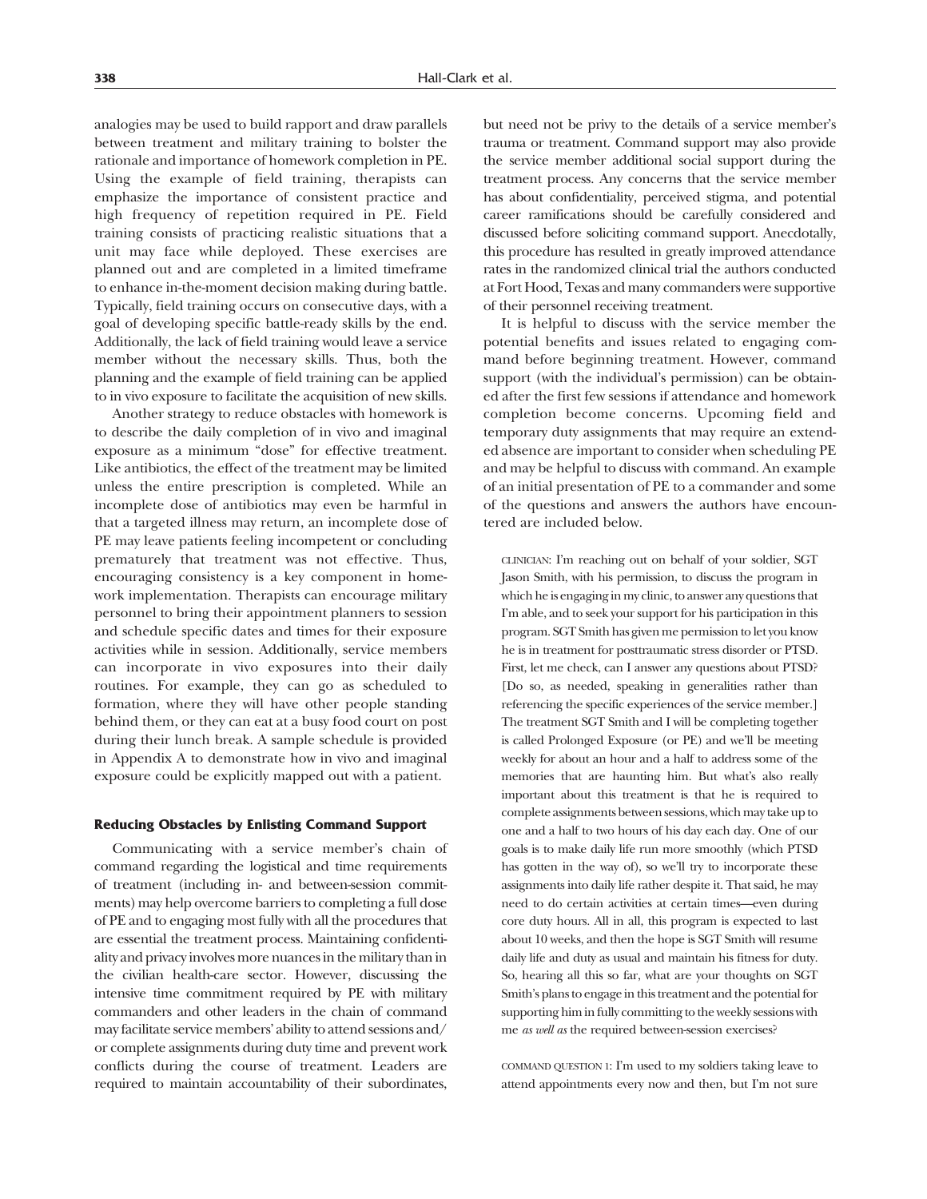analogies may be used to build rapport and draw parallels between treatment and military training to bolster the rationale and importance of homework completion in PE. Using the example of field training, therapists can emphasize the importance of consistent practice and high frequency of repetition required in PE. Field training consists of practicing realistic situations that a unit may face while deployed. These exercises are planned out and are completed in a limited timeframe to enhance in-the-moment decision making during battle. Typically, field training occurs on consecutive days, with a goal of developing specific battle-ready skills by the end. Additionally, the lack of field training would leave a service member without the necessary skills. Thus, both the planning and the example of field training can be applied to in vivo exposure to facilitate the acquisition of new skills.

Another strategy to reduce obstacles with homework is to describe the daily completion of in vivo and imaginal exposure as a minimum "dose" for effective treatment. Like antibiotics, the effect of the treatment may be limited unless the entire prescription is completed. While an incomplete dose of antibiotics may even be harmful in that a targeted illness may return, an incomplete dose of PE may leave patients feeling incompetent or concluding prematurely that treatment was not effective. Thus, encouraging consistency is a key component in homework implementation. Therapists can encourage military personnel to bring their appointment planners to session and schedule specific dates and times for their exposure activities while in session. Additionally, service members can incorporate in vivo exposures into their daily routines. For example, they can go as scheduled to formation, where they will have other people standing behind them, or they can eat at a busy food court on post during their lunch break. A sample schedule is provided in Appendix A to demonstrate how in vivo and imaginal exposure could be explicitly mapped out with a patient.

### Reducing Obstacles by Enlisting Command Support

Communicating with a service member's chain of command regarding the logistical and time requirements of treatment (including in- and between-session commitments) may help overcome barriers to completing a full dose of PE and to engaging most fully with all the procedures that are essential the treatment process. Maintaining confidentiality and privacy involves more nuances in the military than in the civilian health-care sector. However, discussing the intensive time commitment required by PE with military commanders and other leaders in the chain of command may facilitate service members' ability to attend sessions and/or complete assignments during duty time and prevent work conflicts during the course of treatment. Leaders are required to maintain accountability of their subordinates, but need not be privy to the details of a service member's trauma or treatment. Command support may also provide the service member additional social support during the treatment process. Any concerns that the service member has about confidentiality, perceived stigma, and potential career ramifications should be carefully considered and discussed before soliciting command support. Anecdotally, this procedure has resulted in greatly improved attendance rates in the randomized clinical trial the authors conducted at Fort Hood, Texas and many commanders were supportive of their personnel receiving treatment.

It is helpful to discuss with the service member the potential benefits and issues related to engaging command before beginning treatment. However, command support (with the individual's permission) can be obtained after the first few sessions if attendance and homework completion become concerns. Upcoming field and temporary duty assignments that may require an extended absence are important to consider when scheduling PE and may be helpful to discuss with command. An example of an initial presentation of PE to a commander and some of the questions and answers the authors have encountered are included below.

> CLINICIAN: I'm reaching out on behalf of your soldier, SGT Jason Smith, with his permission, to discuss the program in which he is engaging in my clinic, to answer any questions that I'm able, and to seek your support for his participation in this program. SGT Smith has given me permission to let you know he is in treatment for posttraumatic stress disorder or PTSD. First, let me check, can I answer any questions about PTSD? [Do so, as needed, speaking in generalities rather than referencing the specific experiences of the service member.] The treatment SGT Smith and I will be completing together is called Prolonged Exposure (or PE) and we'll be meeting weekly for about an hour and a half to address some of the memories that are haunting him. But what's also really important about this treatment is that he is required to complete assignments between sessions, which may take up to one and a half to two hours of his day each day. One of our goals is to make daily life run more smoothly (which PTSD has gotten in the way of), so we'll try to incorporate these assignments into daily life rather despite it. That said, he may need to do certain activities at certain times—even during core duty hours. All in all, this program is expected to last about 10 weeks, and then the hope is SGT Smith will resume daily life and duty as usual and maintain his fitness for duty. So, hearing all this so far, what are your thoughts on SGT Smith's plans to engage in this treatment and the potential for supporting him in fully committing to the weekly sessions with me *as well as* the required between-session exercises?

> COMMAND QUESTION 1: I'm used to my soldiers taking leave to attend appointments every now and then, but I'm not sure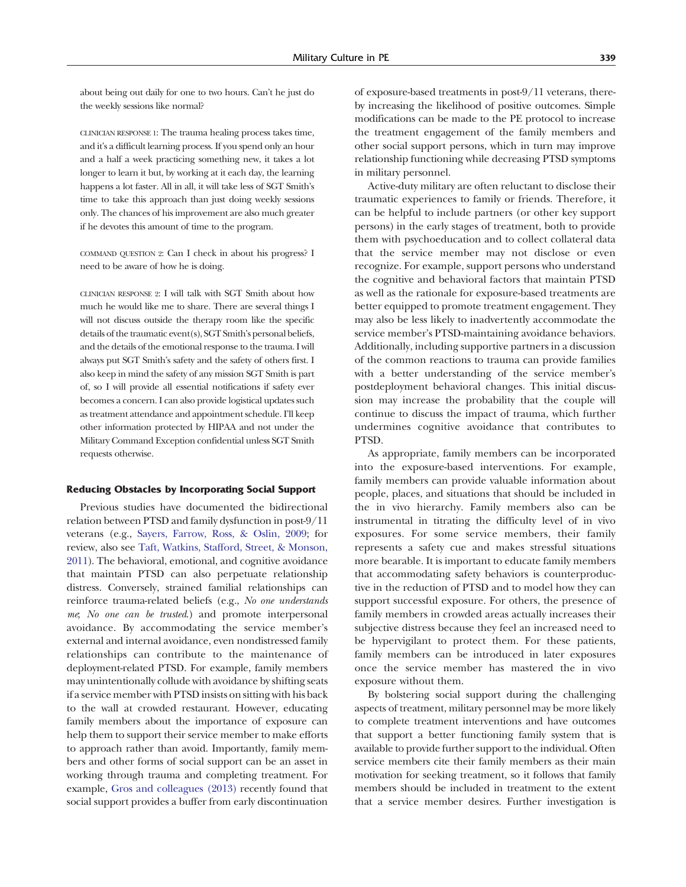about being out daily for one to two hours. Can't he just do the weekly sessions like normal?

CLINICIAN RESPONSE 1: The trauma healing process takes time, and it's a difficult learning process. If you spend only an hour and a half a week practicing something new, it takes a lot longer to learn it but, by working at it each day, the learning happens a lot faster. All in all, it will take less of SGT Smith's time to take this approach than just doing weekly sessions only. The chances of his improvement are also much greater if he devotes this amount of time to the program.

COMMAND QUESTION 2: Can I check in about his progress? I need to be aware of how he is doing.

CLINICIAN RESPONSE 2: I will talk with SGT Smith about how much he would like me to share. There are several things I will not discuss outside the therapy room like the specific details of the traumatic event(s), SGT Smith's personal beliefs, and the details of the emotional response to the trauma. I will always put SGT Smith's safety and the safety of others first. I also keep in mind the safety of any mission SGT Smith is part of, so I will provide all essential notifications if safety ever becomes a concern. I can also provide logistical updates such as treatment attendance and appointment schedule. I'll keep other information protected by HIPAA and not under the Military Command Exception confidential unless SGT Smith requests otherwise.

#### Reducing Obstacles by Incorporating Social Support

Previous studies have documented the bidirectional relation between PTSD and family dysfunction in post-9/11 veterans (e.g., Sayers, Farrow, Ross, & Oslin, 2009; for review, also see Taft, Watkins, Stafford, Street, & Monson, 2011). The behavioral, emotional, and cognitive avoidance that maintain PTSD can also perpetuate relationship distress. Conversely, strained familial relationships can reinforce trauma-related beliefs (e.g., *No one understands me*; *No one can be trusted*.) and promote interpersonal avoidance. By accommodating the service member's external and internal avoidance, even nondistressed family relationships can contribute to the maintenance of deployment-related PTSD. For example, family members may unintentionally collude with avoidance by shifting seats if a service member with PTSD insists on sitting with his back to the wall at crowded restaurant. However, educating family members about the importance of exposure can help them to support their service member to make efforts to approach rather than avoid. Importantly, family members and other forms of social support can be an asset in working through trauma and completing treatment. For example, Gros and colleagues (2013) recently found that social support provides a buffer from early discontinuation of exposure-based treatments in post-9/11 veterans, thereby increasing the likelihood of positive outcomes. Simple modifications can be made to the PE protocol to increase the treatment engagement of the family members and other social support persons, which in turn may improve relationship functioning while decreasing PTSD symptoms in military personnel.

Active-duty military are often reluctant to disclose their traumatic experiences to family or friends. Therefore, it can be helpful to include partners (or other key support persons) in the early stages of treatment, both to provide them with psychoeducation and to collect collateral data that the service member may not disclose or even recognize. For example, support persons who understand the cognitive and behavioral factors that maintain PTSD as well as the rationale for exposure-based treatments are better equipped to promote treatment engagement. They may also be less likely to inadvertently accommodate the service member's PTSD-maintaining avoidance behaviors. Additionally, including supportive partners in a discussion of the common reactions to trauma can provide families with a better understanding of the service member's postdeployment behavioral changes. This initial discussion may increase the probability that the couple will continue to discuss the impact of trauma, which further undermines cognitive avoidance that contributes to PTSD.

As appropriate, family members can be incorporated into the exposure-based interventions. For example, family members can provide valuable information about people, places, and situations that should be included in the in vivo hierarchy. Family members also can be instrumental in titrating the difficulty level of in vivo exposures. For some service members, their family represents a safety cue and makes stressful situations more bearable. It is important to educate family members that accommodating safety behaviors is counterproductive in the reduction of PTSD and to model how they can support successful exposure. For others, the presence of family members in crowded areas actually increases their subjective distress because they feel an increased need to be hypervigilant to protect them. For these patients, family members can be introduced in later exposures once the service member has mastered the in vivo exposure without them.

By bolstering social support during the challenging aspects of treatment, military personnel may be more likely to complete treatment interventions and have outcomes that support a better functioning family system that is available to provide further support to the individual. Often service members cite their family members as their main motivation for seeking treatment, so it follows that family members should be included in treatment to the extent that a service member desires. Further investigation is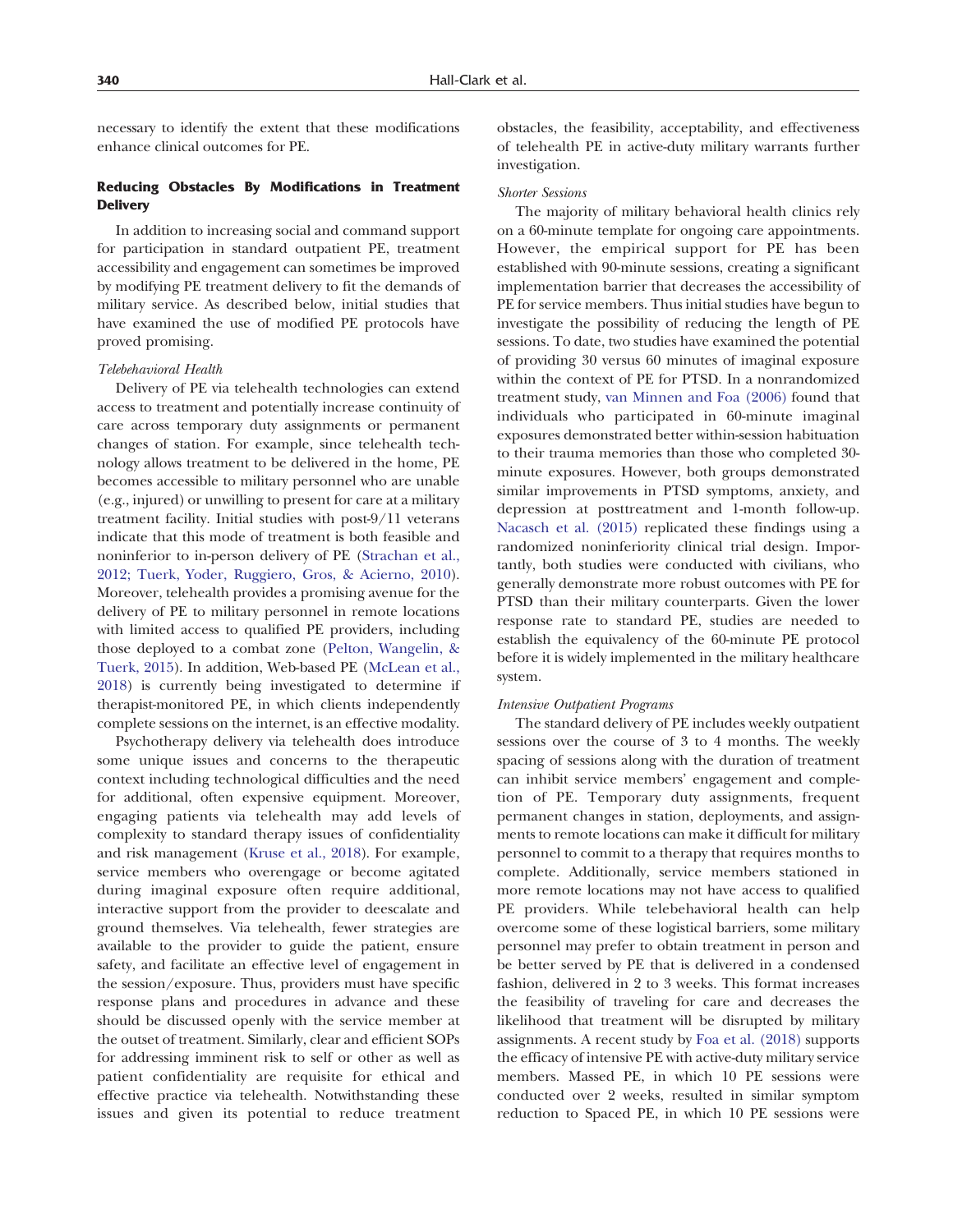necessary to identify the extent that these modifications enhance clinical outcomes for PE.

## Reducing Obstacles By Modifications in Treatment Delivery

In addition to increasing social and command support for participation in standard outpatient PE, treatment accessibility and engagement can sometimes be improved by modifying PE treatment delivery to fit the demands of military service. As described below, initial studies that have examined the use of modified PE protocols have proved promising.

### *Telebehavioral Health*

Delivery of PE via telehealth technologies can extend access to treatment and potentially increase continuity of care across temporary duty assignments or permanent changes of station. For example, since telehealth technology allows treatment to be delivered in the home, PE becomes accessible to military personnel who are unable (e.g., injured) or unwilling to present for care at a military treatment facility. Initial studies with post-9/11 veterans indicate that this mode of treatment is both feasible and noninferior to in-person delivery of PE (Strachan et al., 2012; Tuerk, Yoder, Ruggiero, Gros, & Acierno, 2010). Moreover, telehealth provides a promising avenue for the delivery of PE to military personnel in remote locations with limited access to qualified PE providers, including those deployed to a combat zone (Pelton, Wangelin, & Tuerk, 2015). In addition, Web-based PE (McLean et al., 2018) is currently being investigated to determine if therapist-monitored PE, in which clients independently complete sessions on the internet, is an effective modality.

Psychotherapy delivery via telehealth does introduce some unique issues and concerns to the therapeutic context including technological difficulties and the need for additional, often expensive equipment. Moreover, engaging patients via telehealth may add levels of complexity to standard therapy issues of confidentiality and risk management (Kruse et al., 2018). For example, service members who overengage or become agitated during imaginal exposure often require additional, interactive support from the provider to deescalate and ground themselves. Via telehealth, fewer strategies are available to the provider to guide the patient, ensure safety, and facilitate an effective level of engagement in the session/exposure. Thus, providers must have specific response plans and procedures in advance and these should be discussed openly with the service member at the outset of treatment. Similarly, clear and efficient SOPs for addressing imminent risk to self or other as well as patient confidentiality are requisite for ethical and effective practice via telehealth. Notwithstanding these issues and given its potential to reduce treatment obstacles, the feasibility, acceptability, and effectiveness of telehealth PE in active-duty military warrants further investigation.

### *Shorter Sessions*

The majority of military behavioral health clinics rely on a 60-minute template for ongoing care appointments. However, the empirical support for PE has been established with 90-minute sessions, creating a significant implementation barrier that decreases the accessibility of PE for service members. Thus initial studies have begun to investigate the possibility of reducing the length of PE sessions. To date, two studies have examined the potential of providing 30 versus 60 minutes of imaginal exposure within the context of PE for PTSD. In a nonrandomized treatment study, van Minnen and Foa (2006) found that individuals who participated in 60-minute imaginal exposures demonstrated better within-session habituation to their trauma memories than those who completed 30-minute exposures. However, both groups demonstrated similar improvements in PTSD symptoms, anxiety, and depression at posttreatment and 1-month follow-up. Nacasch et al. (2015) replicated these findings using a randomized noninferiority clinical trial design. Importantly, both studies were conducted with civilians, who generally demonstrate more robust outcomes with PE for PTSD than their military counterparts. Given the lower response rate to standard PE, studies are needed to establish the equivalency of the 60-minute PE protocol before it is widely implemented in the military healthcare system.

### *Intensive Outpatient Programs*

The standard delivery of PE includes weekly outpatient sessions over the course of 3 to 4 months. The weekly spacing of sessions along with the duration of treatment can inhibit service members' engagement and completion of PE. Temporary duty assignments, frequent permanent changes in station, deployments, and assignments to remote locations can make it difficult for military personnel to commit to a therapy that requires months to complete. Additionally, service members stationed in more remote locations may not have access to qualified PE providers. While telebehavioral health can help overcome some of these logistical barriers, some military personnel may prefer to obtain treatment in person and be better served by PE that is delivered in a condensed fashion, delivered in 2 to 3 weeks. This format increases the feasibility of traveling for care and decreases the likelihood that treatment will be disrupted by military assignments. A recent study by Foa et al. (2018) supports the efficacy of intensive PE with active-duty military service members. Massed PE, in which 10 PE sessions were conducted over 2 weeks, resulted in similar symptom reduction to Spaced PE, in which 10 PE sessions were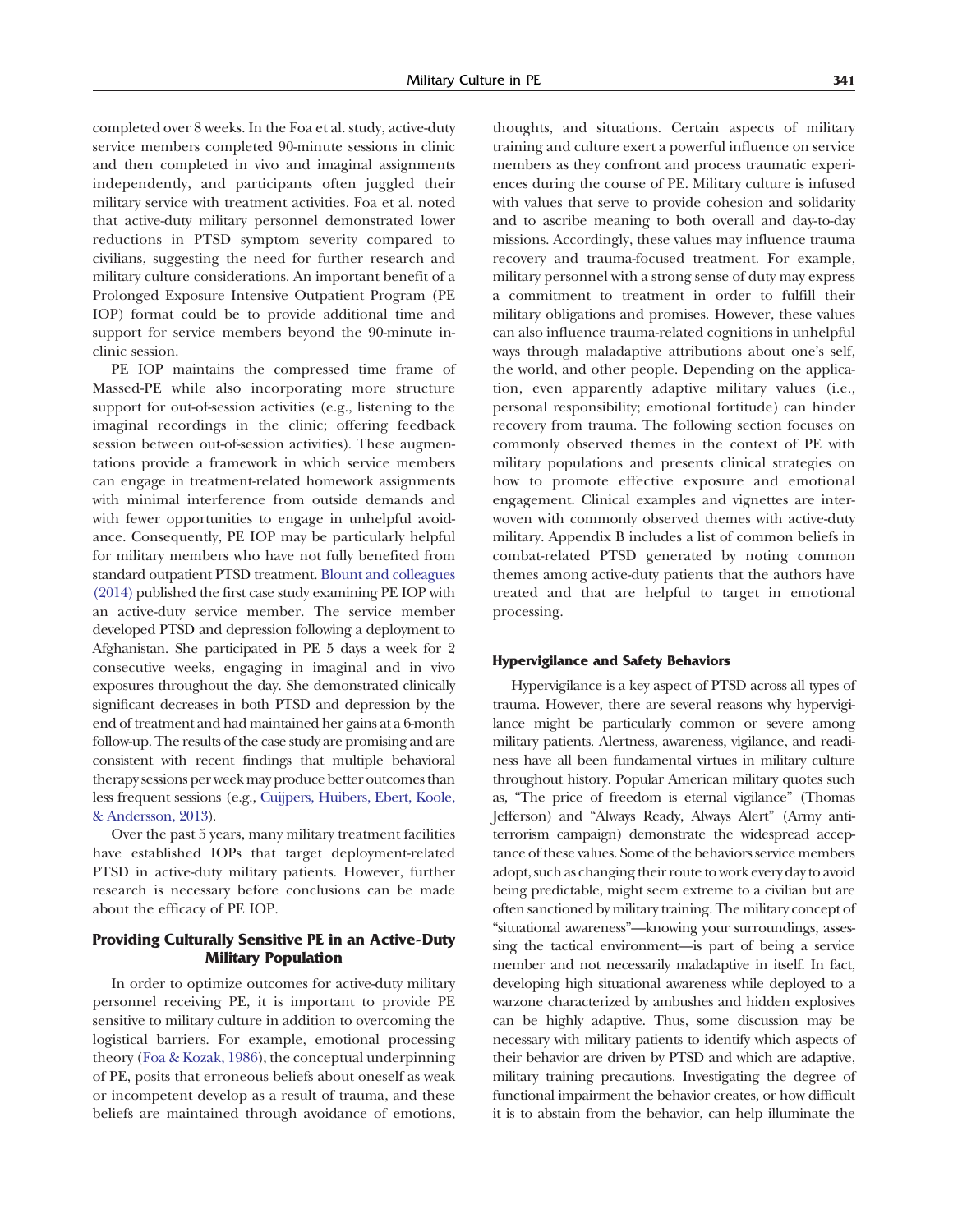completed over 8 weeks. In the Foa et al. study, active-duty service members completed 90-minute sessions in clinic and then completed in vivo and imaginal assignments independently, and participants often juggled their military service with treatment activities. Foa et al. noted that active-duty military personnel demonstrated lower reductions in PTSD symptom severity compared to civilians, suggesting the need for further research and military culture considerations. An important benefit of a Prolonged Exposure Intensive Outpatient Program (PE IOP) format could be to provide additional time and support for service members beyond the 90-minute in-clinic session.

PE IOP maintains the compressed time frame of Massed-PE while also incorporating more structure support for out-of-session activities (e.g., listening to the imaginal recordings in the clinic; offering feedback session between out-of-session activities). These augmentations provide a framework in which service members can engage in treatment-related homework assignments with minimal interference from outside demands and with fewer opportunities to engage in unhelpful avoidance. Consequently, PE IOP may be particularly helpful for military members who have not fully benefited from standard outpatient PTSD treatment. Blount and colleagues (2014) published the first case study examining PE IOP with an active-duty service member. The service member developed PTSD and depression following a deployment to Afghanistan. She participated in PE 5 days a week for 2 consecutive weeks, engaging in imaginal and in vivo exposures throughout the day. She demonstrated clinically significant decreases in both PTSD and depression by the end of treatment and had maintained her gains at a 6-month follow-up. The results of the case study are promising and are consistent with recent findings that multiple behavioral therapy sessions per week may produce better outcomes than less frequent sessions (e.g., Cuijpers, Huibers, Ebert, Koole, & Andersson, 2013).

Over the past 5 years, many military treatment facilities have established IOPs that target deployment-related PTSD in active-duty military patients. However, further research is necessary before conclusions can be made about the efficacy of PE IOP.

## Providing Culturally Sensitive PE in an Active-Duty Military Population

In order to optimize outcomes for active-duty military personnel receiving PE, it is important to provide PE sensitive to military culture in addition to overcoming the logistical barriers. For example, emotional processing theory (Foa & Kozak, 1986), the conceptual underpinning of PE, posits that erroneous beliefs about oneself as weak or incompetent develop as a result of trauma, and these beliefs are maintained through avoidance of emotions, thoughts, and situations. Certain aspects of military training and culture exert a powerful influence on service members as they confront and process traumatic experiences during the course of PE. Military culture is infused with values that serve to provide cohesion and solidarity and to ascribe meaning to both overall and day-to-day missions. Accordingly, these values may influence trauma recovery and trauma-focused treatment. For example, military personnel with a strong sense of duty may express a commitment to treatment in order to fulfill their military obligations and promises. However, these values can also influence trauma-related cognitions in unhelpful ways through maladaptive attributions about one's self, the world, and other people. Depending on the application, even apparently adaptive military values (i.e., personal responsibility; emotional fortitude) can hinder recovery from trauma. The following section focuses on commonly observed themes in the context of PE with military populations and presents clinical strategies on how to promote effective exposure and emotional engagement. Clinical examples and vignettes are interwoven with commonly observed themes with active-duty military. Appendix B includes a list of common beliefs in combat-related PTSD generated by noting common themes among active-duty patients that the authors have treated and that are helpful to target in emotional processing.

### Hypervigilance and Safety Behaviors

Hypervigilance is a key aspect of PTSD across all types of trauma. However, there are several reasons why hypervigilance might be particularly common or severe among military patients. Alertness, awareness, vigilance, and readiness have all been fundamental virtues in military culture throughout history. Popular American military quotes such as, "The price of freedom is eternal vigilance" (Thomas Jefferson) and "Always Ready, Always Alert" (Army antiterrorism campaign) demonstrate the widespread acceptance of these values. Some of the behaviors service members adopt, such as changing their route to work every day to avoid being predictable, might seem extreme to a civilian but are often sanctioned by military training. The military concept of "situational awareness"—knowing your surroundings, assessing the tactical environment—is part of being a service member and not necessarily maladaptive in itself. In fact, developing high situational awareness while deployed to a warzone characterized by ambushes and hidden explosives can be highly adaptive. Thus, some discussion may be necessary with military patients to identify which aspects of their behavior are driven by PTSD and which are adaptive, military training precautions. Investigating the degree of functional impairment the behavior creates, or how difficult it is to abstain from the behavior, can help illuminate the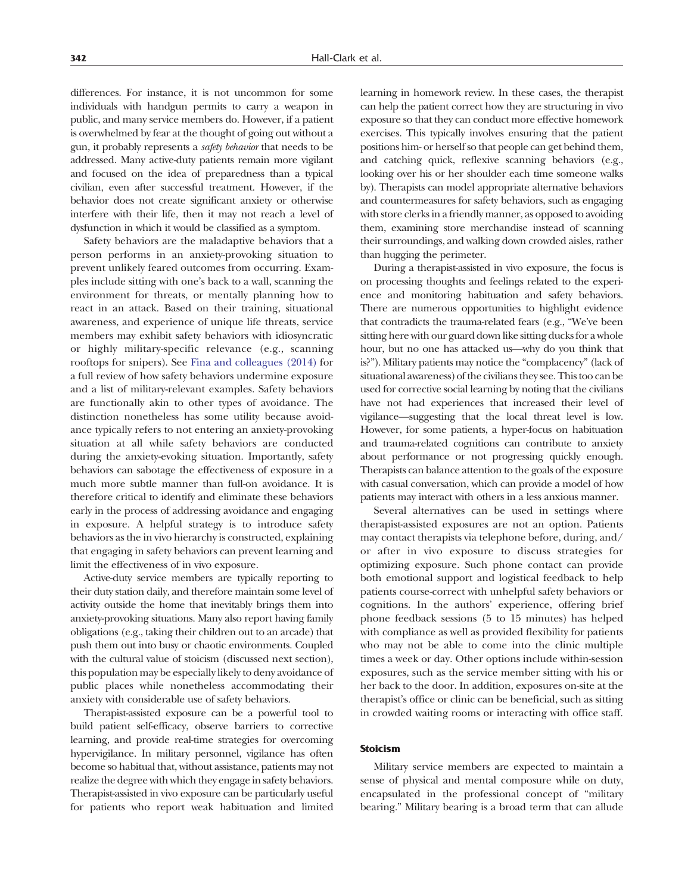differences. For instance, it is not uncommon for some individuals with handgun permits to carry a weapon in public, and many service members do. However, if a patient is overwhelmed by fear at the thought of going out without a gun, it probably represents a *safety behavior* that needs to be addressed. Many active-duty patients remain more vigilant and focused on the idea of preparedness than a typical civilian, even after successful treatment. However, if the behavior does not create significant anxiety or otherwise interfere with their life, then it may not reach a level of dysfunction in which it would be classified as a symptom.

Safety behaviors are the maladaptive behaviors that a person performs in an anxiety-provoking situation to prevent unlikely feared outcomes from occurring. Examples include sitting with one's back to a wall, scanning the environment for threats, or mentally planning how to react in an attack. Based on their training, situational awareness, and experience of unique life threats, service members may exhibit safety behaviors with idiosyncratic or highly military-specific relevance (e.g., scanning rooftops for snipers). See Fina and colleagues (2014) for a full review of how safety behaviors undermine exposure and a list of military-relevant examples. Safety behaviors are functionally akin to other types of avoidance. The distinction nonetheless has some utility because avoidance typically refers to not entering an anxiety-provoking situation at all while safety behaviors are conducted during the anxiety-evoking situation. Importantly, safety behaviors can sabotage the effectiveness of exposure in a much more subtle manner than full-on avoidance. It is therefore critical to identify and eliminate these behaviors early in the process of addressing avoidance and engaging in exposure. A helpful strategy is to introduce safety behaviors as the in vivo hierarchy is constructed, explaining that engaging in safety behaviors can prevent learning and limit the effectiveness of in vivo exposure.

Active-duty service members are typically reporting to their duty station daily, and therefore maintain some level of activity outside the home that inevitably brings them into anxiety-provoking situations. Many also report having family obligations (e.g., taking their children out to an arcade) that push them out into busy or chaotic environments. Coupled with the cultural value of stoicism (discussed next section), this population may be especially likely to deny avoidance of public places while nonetheless accommodating their anxiety with considerable use of safety behaviors.

Therapist-assisted exposure can be a powerful tool to build patient self-efficacy, observe barriers to corrective learning, and provide real-time strategies for overcoming hypervigilance. In military personnel, vigilance has often become so habitual that, without assistance, patients may not realize the degree with which they engage in safety behaviors. Therapist-assisted in vivo exposure can be particularly useful for patients who report weak habituation and limited learning in homework review. In these cases, the therapist can help the patient correct how they are structuring in vivo exposure so that they can conduct more effective homework exercises. This typically involves ensuring that the patient positions him- or herself so that people can get behind them, and catching quick, reflexive scanning behaviors (e.g., looking over his or her shoulder each time someone walks by). Therapists can model appropriate alternative behaviors and countermeasures for safety behaviors, such as engaging with store clerks in a friendly manner, as opposed to avoiding them, examining store merchandise instead of scanning their surroundings, and walking down crowded aisles, rather than hugging the perimeter.

During a therapist-assisted in vivo exposure, the focus is on processing thoughts and feelings related to the experience and monitoring habituation and safety behaviors. There are numerous opportunities to highlight evidence that contradicts the trauma-related fears (e.g., "We've been sitting here with our guard down like sitting ducks for a whole hour, but no one has attacked us—why do you think that is?"). Military patients may notice the "complacency" (lack of situational awareness) of the civilians they see. This too can be used for corrective social learning by noting that the civilians have not had experiences that increased their level of vigilance—suggesting that the local threat level is low. However, for some patients, a hyper-focus on habituation and trauma-related cognitions can contribute to anxiety about performance or not progressing quickly enough. Therapists can balance attention to the goals of the exposure with casual conversation, which can provide a model of how patients may interact with others in a less anxious manner.

Several alternatives can be used in settings where therapist-assisted exposures are not an option. Patients may contact therapists via telephone before, during, and/or after in vivo exposure to discuss strategies for optimizing exposure. Such phone contact can provide both emotional support and logistical feedback to help patients course-correct with unhelpful safety behaviors or cognitions. In the authors' experience, offering brief phone feedback sessions (5 to 15 minutes) has helped with compliance as well as provided flexibility for patients who may not be able to come into the clinic multiple times a week or day. Other options include within-session exposures, such as the service member sitting with his or her back to the door. In addition, exposures on-site at the therapist's office or clinic can be beneficial, such as sitting in crowded waiting rooms or interacting with office staff.

### Stoicism

Military service members are expected to maintain a sense of physical and mental composure while on duty, encapsulated in the professional concept of "military bearing." Military bearing is a broad term that can allude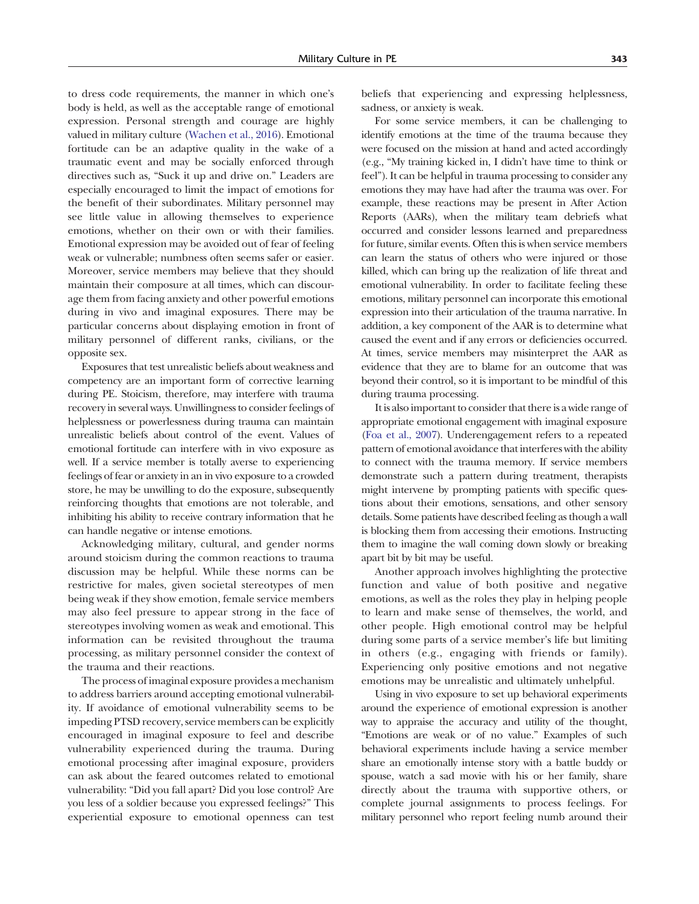to dress code requirements, the manner in which one's body is held, as well as the acceptable range of emotional expression. Personal strength and courage are highly valued in military culture (Wachen et al., 2016). Emotional fortitude can be an adaptive quality in the wake of a traumatic event and may be socially enforced through directives such as, "Suck it up and drive on." Leaders are especially encouraged to limit the impact of emotions for the benefit of their subordinates. Military personnel may see little value in allowing themselves to experience emotions, whether on their own or with their families. Emotional expression may be avoided out of fear of feeling weak or vulnerable; numbness often seems safer or easier. Moreover, service members may believe that they should maintain their composure at all times, which can discourage them from facing anxiety and other powerful emotions during in vivo and imaginal exposures. There may be particular concerns about displaying emotion in front of military personnel of different ranks, civilians, or the opposite sex.

Exposures that test unrealistic beliefs about weakness and competency are an important form of corrective learning during PE. Stoicism, therefore, may interfere with trauma recovery in several ways. Unwillingness to consider feelings of helplessness or powerlessness during trauma can maintain unrealistic beliefs about control of the event. Values of emotional fortitude can interfere with in vivo exposure as well. If a service member is totally averse to experiencing feelings of fear or anxiety in an in vivo exposure to a crowded store, he may be unwilling to do the exposure, subsequently reinforcing thoughts that emotions are not tolerable, and inhibiting his ability to receive contrary information that he can handle negative or intense emotions.

Acknowledging military, cultural, and gender norms around stoicism during the common reactions to trauma discussion may be helpful. While these norms can be restrictive for males, given societal stereotypes of men being weak if they show emotion, female service members may also feel pressure to appear strong in the face of stereotypes involving women as weak and emotional. This information can be revisited throughout the trauma processing, as military personnel consider the context of the trauma and their reactions.

The process of imaginal exposure provides a mechanism to address barriers around accepting emotional vulnerability. If avoidance of emotional vulnerability seems to be impeding PTSD recovery, service members can be explicitly encouraged in imaginal exposure to feel and describe vulnerability experienced during the trauma. During emotional processing after imaginal exposure, providers can ask about the feared outcomes related to emotional vulnerability: "Did you fall apart? Did you lose control? Are you less of a soldier because you expressed feelings?" This experiential exposure to emotional openness can test beliefs that experiencing and expressing helplessness, sadness, or anxiety is weak.

For some service members, it can be challenging to identify emotions at the time of the trauma because they were focused on the mission at hand and acted accordingly (e.g., "My training kicked in, I didn't have time to think or feel"). It can be helpful in trauma processing to consider any emotions they may have had after the trauma was over. For example, these reactions may be present in After Action Reports (AARs), when the military team debriefs what occurred and consider lessons learned and preparedness for future, similar events. Often this is when service members can learn the status of others who were injured or those killed, which can bring up the realization of life threat and emotional vulnerability. In order to facilitate feeling these emotions, military personnel can incorporate this emotional expression into their articulation of the trauma narrative. In addition, a key component of the AAR is to determine what caused the event and if any errors or deficiencies occurred. At times, service members may misinterpret the AAR as evidence that they are to blame for an outcome that was beyond their control, so it is important to be mindful of this during trauma processing.

It is also important to consider that there is a wide range of appropriate emotional engagement with imaginal exposure (Foa et al., 2007). Underengagement refers to a repeated pattern of emotional avoidance that interferes with the ability to connect with the trauma memory. If service members demonstrate such a pattern during treatment, therapists might intervene by prompting patients with specific questions about their emotions, sensations, and other sensory details. Some patients have described feeling as though a wall is blocking them from accessing their emotions. Instructing them to imagine the wall coming down slowly or breaking apart bit by bit may be useful.

Another approach involves highlighting the protective function and value of both positive and negative emotions, as well as the roles they play in helping people to learn and make sense of themselves, the world, and other people. High emotional control may be helpful during some parts of a service member's life but limiting in others (e.g., engaging with friends or family). Experiencing only positive emotions and not negative emotions may be unrealistic and ultimately unhelpful.

Using in vivo exposure to set up behavioral experiments around the experience of emotional expression is another way to appraise the accuracy and utility of the thought, "Emotions are weak or of no value." Examples of such behavioral experiments include having a service member share an emotionally intense story with a battle buddy or spouse, watch a sad movie with his or her family, share directly about the trauma with supportive others, or complete journal assignments to process feelings. For military personnel who report feeling numb around their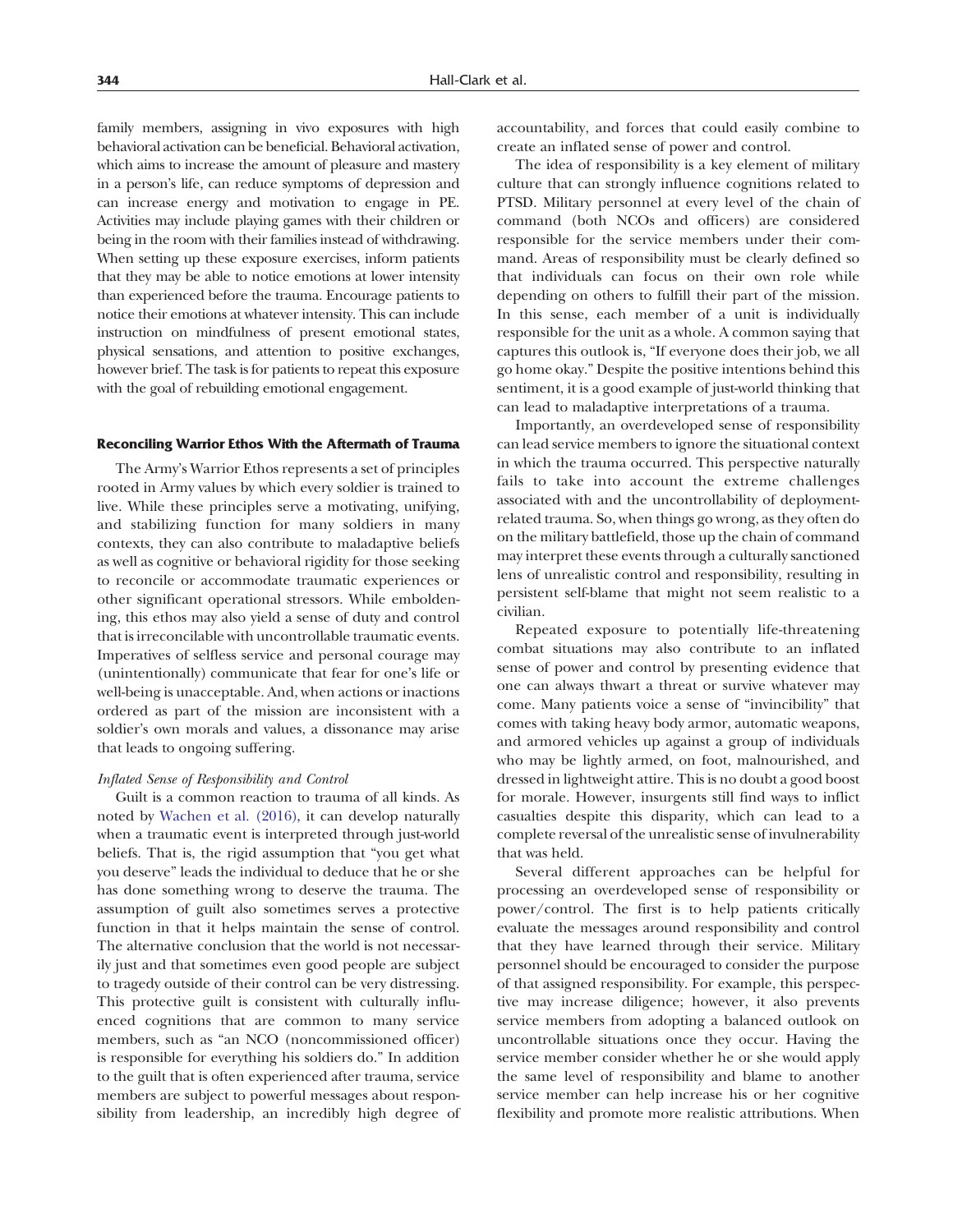family members, assigning in vivo exposures with high behavioral activation can be beneficial. Behavioral activation, which aims to increase the amount of pleasure and mastery in a person's life, can reduce symptoms of depression and can increase energy and motivation to engage in PE. Activities may include playing games with their children or being in the room with their families instead of withdrawing. When setting up these exposure exercises, inform patients that they may be able to notice emotions at lower intensity than experienced before the trauma. Encourage patients to notice their emotions at whatever intensity. This can include instruction on mindfulness of present emotional states, physical sensations, and attention to positive exchanges, however brief. The task is for patients to repeat this exposure with the goal of rebuilding emotional engagement.

#### Reconciling Warrior Ethos With the Aftermath of Trauma

The Army's Warrior Ethos represents a set of principles rooted in Army values by which every soldier is trained to live. While these principles serve a motivating, unifying, and stabilizing function for many soldiers in many contexts, they can also contribute to maladaptive beliefs as well as cognitive or behavioral rigidity for those seeking to reconcile or accommodate traumatic experiences or other significant operational stressors. While emboldening, this ethos may also yield a sense of duty and control that is irreconcilable with uncontrollable traumatic events. Imperatives of selfless service and personal courage may (unintentionally) communicate that fear for one's life or well-being is unacceptable. And, when actions or inactions ordered as part of the mission are inconsistent with a soldier's own morals and values, a dissonance may arise that leads to ongoing suffering.

*Inflated Sense of Responsibility and Control*

Guilt is a common reaction to trauma of all kinds. As noted by Wachen et al. (2016), it can develop naturally when a traumatic event is interpreted through just-world beliefs. That is, the rigid assumption that "you get what you deserve" leads the individual to deduce that he or she has done something wrong to deserve the trauma. The assumption of guilt also sometimes serves a protective function in that it helps maintain the sense of control. The alternative conclusion that the world is not necessarily just and that sometimes even good people are subject to tragedy outside of their control can be very distressing. This protective guilt is consistent with culturally influenced cognitions that are common to many service members, such as "an NCO (noncommissioned officer) is responsible for everything his soldiers do." In addition to the guilt that is often experienced after trauma, service members are subject to powerful messages about responsibility from leadership, an incredibly high degree of accountability, and forces that could easily combine to create an inflated sense of power and control.

The idea of responsibility is a key element of military culture that can strongly influence cognitions related to PTSD. Military personnel at every level of the chain of command (both NCOs and officers) are considered responsible for the service members under their command. Areas of responsibility must be clearly defined so that individuals can focus on their own role while depending on others to fulfill their part of the mission. In this sense, each member of a unit is individually responsible for the unit as a whole. A common saying that captures this outlook is, "If everyone does their job, we all go home okay." Despite the positive intentions behind this sentiment, it is a good example of just-world thinking that can lead to maladaptive interpretations of a trauma.

Importantly, an overdeveloped sense of responsibility can lead service members to ignore the situational context in which the trauma occurred. This perspective naturally fails to take into account the extreme challenges associated with and the uncontrollability of deployment-related trauma. So, when things go wrong, as they often do on the military battlefield, those up the chain of command may interpret these events through a culturally sanctioned lens of unrealistic control and responsibility, resulting in persistent self-blame that might not seem realistic to a civilian.

Repeated exposure to potentially life-threatening combat situations may also contribute to an inflated sense of power and control by presenting evidence that one can always thwart a threat or survive whatever may come. Many patients voice a sense of "invincibility" that comes with taking heavy body armor, automatic weapons, and armored vehicles up against a group of individuals who may be lightly armed, on foot, malnourished, and dressed in lightweight attire. This is no doubt a good boost for morale. However, insurgents still find ways to inflict casualties despite this disparity, which can lead to a complete reversal of the unrealistic sense of invulnerability that was held.

Several different approaches can be helpful for processing an overdeveloped sense of responsibility or power/control. The first is to help patients critically evaluate the messages around responsibility and control that they have learned through their service. Military personnel should be encouraged to consider the purpose of that assigned responsibility. For example, this perspective may increase diligence; however, it also prevents service members from adopting a balanced outlook on uncontrollable situations once they occur. Having the service member consider whether he or she would apply the same level of responsibility and blame to another service member can help increase his or her cognitive flexibility and promote more realistic attributions. When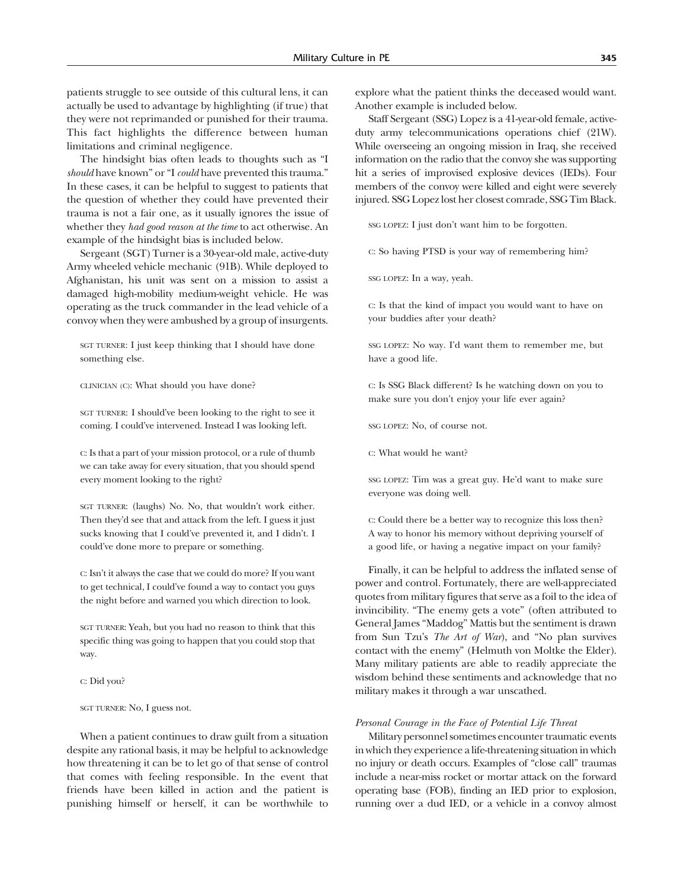patients struggle to see outside of this cultural lens, it can actually be used to advantage by highlighting (if true) that they were not reprimanded or punished for their trauma. This fact highlights the difference between human limitations and criminal negligence.

The hindsight bias often leads to thoughts such as "I *should* have known" or "I *could* have prevented this trauma." In these cases, it can be helpful to suggest to patients that the question of whether they could have prevented their trauma is not a fair one, as it usually ignores the issue of whether they *had good reason at the time* to act otherwise. An example of the hindsight bias is included below.

Sergeant (SGT) Turner is a 30-year-old male, active-duty Army wheeled vehicle mechanic (91B). While deployed to Afghanistan, his unit was sent on a mission to assist a damaged high-mobility medium-weight vehicle. He was operating as the truck commander in the lead vehicle of a convoy when they were ambushed by a group of insurgents.

> SGT TURNER: I just keep thinking that I should have done something else.
>
> CLINICIAN (C): What should you have done?
>
> SGT TURNER: I should've been looking to the right to see it coming. I could've intervened. Instead I was looking left.
>
> C: Is that a part of your mission protocol, or a rule of thumb we can take away for every situation, that you should spend every moment looking to the right?
>
> SGT TURNER: (laughs) No. No, that wouldn't work either. Then they'd see that and attack from the left. I guess it just sucks knowing that I could've prevented it, and I didn't. I could've done more to prepare or something.
>
> C: Isn't it always the case that we could do more? If you want to get technical, I could've found a way to contact you guys the night before and warned you which direction to look.
>
> SGT TURNER: Yeah, but you had no reason to think that this specific thing was going to happen that you could stop that way.
>
> C: Did you?
>
> SGT TURNER: No, I guess not.

When a patient continues to draw guilt from a situation despite any rational basis, it may be helpful to acknowledge how threatening it can be to let go of that sense of control that comes with feeling responsible. In the event that friends have been killed in action and the patient is punishing himself or herself, it can be worthwhile to explore what the patient thinks the deceased would want. Another example is included below.

Staff Sergeant (SSG) Lopez is a 41-year-old female, active-duty army telecommunications operations chief (21W). While overseeing an ongoing mission in Iraq, she received information on the radio that the convoy she was supporting hit a series of improvised explosive devices (IEDs). Four members of the convoy were killed and eight were severely injured. SSG Lopez lost her closest comrade, SSG Tim Black.

> SSG LOPEZ: I just don't want him to be forgotten.
>
> C: So having PTSD is your way of remembering him?
>
> SSG LOPEZ: In a way, yeah.
>
> C: Is that the kind of impact you would want to have on your buddies after your death?
>
> SSG LOPEZ: No way. I'd want them to remember me, but have a good life.
>
> C: Is SSG Black different? Is he watching down on you to make sure you don't enjoy your life ever again?
>
> SSG LOPEZ: No, of course not.
>
> C: What would he want?
>
> SSG LOPEZ: Tim was a great guy. He'd want to make sure everyone was doing well.
>
> C: Could there be a better way to recognize this loss then? A way to honor his memory without depriving yourself of a good life, or having a negative impact on your family?

Finally, it can be helpful to address the inflated sense of power and control. Fortunately, there are well-appreciated quotes from military figures that serve as a foil to the idea of invincibility. "The enemy gets a vote" (often attributed to General James "Maddog" Mattis but the sentiment is drawn from Sun Tzu's *The Art of War*), and "No plan survives contact with the enemy" (Helmuth von Moltke the Elder). Many military patients are able to readily appreciate the wisdom behind these sentiments and acknowledge that no military makes it through a war unscathed.

### *Personal Courage in the Face of Potential Life Threat*

Military personnel sometimes encounter traumatic events in which they experience a life-threatening situation in which no injury or death occurs. Examples of "close call" traumas include a near-miss rocket or mortar attack on the forward operating base (FOB), finding an IED prior to explosion, running over a dud IED, or a vehicle in a convoy almost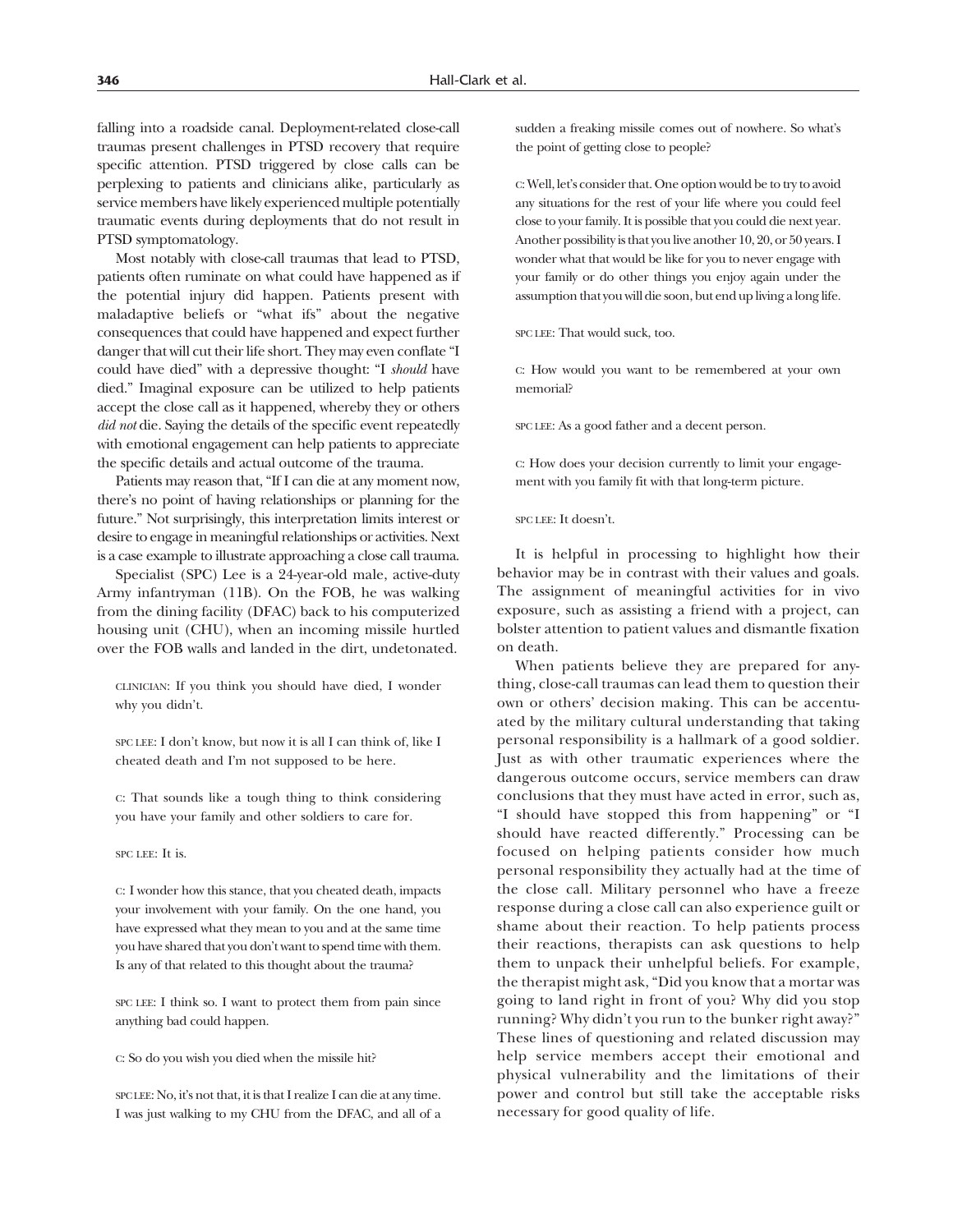falling into a roadside canal. Deployment-related close-call traumas present challenges in PTSD recovery that require specific attention. PTSD triggered by close calls can be perplexing to patients and clinicians alike, particularly as service members have likely experienced multiple potentially traumatic events during deployments that do not result in PTSD symptomatology.

Most notably with close-call traumas that lead to PTSD, patients often ruminate on what could have happened as if the potential injury did happen. Patients present with maladaptive beliefs or "what ifs" about the negative consequences that could have happened and expect further danger that will cut their life short. They may even conflate "I could have died" with a depressive thought: "I *should* have died." Imaginal exposure can be utilized to help patients accept the close call as it happened, whereby they or others *did not* die. Saying the details of the specific event repeatedly with emotional engagement can help patients to appreciate the specific details and actual outcome of the trauma.

Patients may reason that, "If I can die at any moment now, there's no point of having relationships or planning for the future." Not surprisingly, this interpretation limits interest or desire to engage in meaningful relationships or activities. Next is a case example to illustrate approaching a close call trauma.

Specialist (SPC) Lee is a 24-year-old male, active-duty Army infantryman (11B). On the FOB, he was walking from the dining facility (DFAC) back to his computerized housing unit (CHU), when an incoming missile hurtled over the FOB walls and landed in the dirt, undetonated.

> CLINICIAN: If you think you should have died, I wonder why you didn't.
>
> SPC LEE: I don't know, but now it is all I can think of, like I cheated death and I'm not supposed to be here.
>
> C: That sounds like a tough thing to think considering you have your family and other soldiers to care for.
>
> SPC LEE: It is.
>
> C: I wonder how this stance, that you cheated death, impacts your involvement with your family. On the one hand, you have expressed what they mean to you and at the same time you have shared that you don't want to spend time with them. Is any of that related to this thought about the trauma?
>
> SPC LEE: I think so. I want to protect them from pain since anything bad could happen.
>
> C: So do you wish you died when the missile hit?
>
> SPC LEE: No, it's not that, it is that I realize I can die at any time. I was just walking to my CHU from the DFAC, and all of a sudden a freaking missile comes out of nowhere. So what's the point of getting close to people?
>
> C: Well, let's consider that. One option would be to try to avoid any situations for the rest of your life where you could feel close to your family. It is possible that you could die next year. Another possibility is that you live another 10, 20, or 50 years. I wonder what that would be like for you to never engage with your family or do other things you enjoy again under the assumption that you will die soon, but end up living a long life.
>
> SPC LEE: That would suck, too.
>
> C: How would you want to be remembered at your own memorial?
>
> SPC LEE: As a good father and a decent person.
>
> C: How does your decision currently to limit your engagement with you family fit with that long-term picture.
>
> SPC LEE: It doesn't.

It is helpful in processing to highlight how their behavior may be in contrast with their values and goals. The assignment of meaningful activities for in vivo exposure, such as assisting a friend with a project, can bolster attention to patient values and dismantle fixation on death.

When patients believe they are prepared for anything, close-call traumas can lead them to question their own or others' decision making. This can be accentuated by the military cultural understanding that taking personal responsibility is a hallmark of a good soldier. Just as with other traumatic experiences where the dangerous outcome occurs, service members can draw conclusions that they must have acted in error, such as, "I should have stopped this from happening" or "I should have reacted differently." Processing can be focused on helping patients consider how much personal responsibility they actually had at the time of the close call. Military personnel who have a freeze response during a close call can also experience guilt or shame about their reaction. To help patients process their reactions, therapists can ask questions to help them to unpack their unhelpful beliefs. For example, the therapist might ask, "Did you know that a mortar was going to land right in front of you? Why did you stop running? Why didn't you run to the bunker right away?" These lines of questioning and related discussion may help service members accept their emotional and physical vulnerability and the limitations of their power and control but still take the acceptable risks necessary for good quality of life.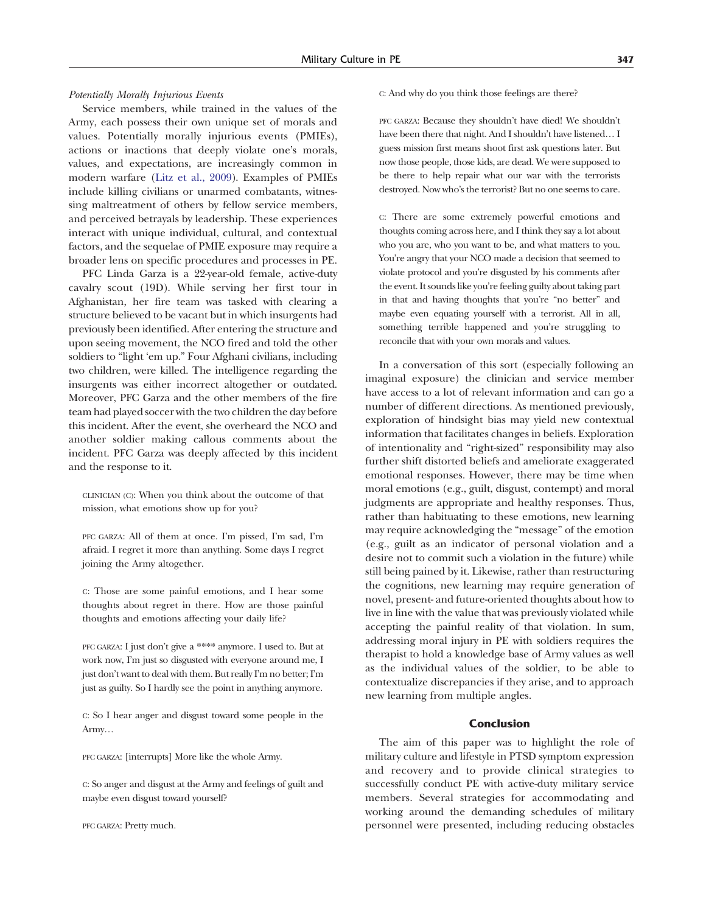*Potentially Morally Injurious Events*

Service members, while trained in the values of the Army, each possess their own unique set of morals and values. Potentially morally injurious events (PMIEs), actions or inactions that deeply violate one's morals, values, and expectations, are increasingly common in modern warfare (Litz et al., 2009). Examples of PMIEs include killing civilians or unarmed combatants, witnessing maltreatment of others by fellow service members, and perceived betrayals by leadership. These experiences interact with unique individual, cultural, and contextual factors, and the sequelae of PMIE exposure may require a broader lens on specific procedures and processes in PE.

PFC Linda Garza is a 22-year-old female, active-duty cavalry scout (19D). While serving her first tour in Afghanistan, her fire team was tasked with clearing a structure believed to be vacant but in which insurgents had previously been identified. After entering the structure and upon seeing movement, the NCO fired and told the other soldiers to "light 'em up." Four Afghani civilians, including two children, were killed. The intelligence regarding the insurgents was either incorrect altogether or outdated. Moreover, PFC Garza and the other members of the fire team had played soccer with the two children the day before this incident. After the event, she overheard the NCO and another soldier making callous comments about the incident. PFC Garza was deeply affected by this incident and the response to it.

CLINICIAN (C): When you think about the outcome of that mission, what emotions show up for you?

PFC GARZA: All of them at once. I'm pissed, I'm sad, I'm afraid. I regret it more than anything. Some days I regret joining the Army altogether.

C: Those are some painful emotions, and I hear some thoughts about regret in there. How are those painful thoughts and emotions affecting your daily life?

PFC GARZA: I just don't give a **** anymore. I used to. But at work now, I'm just so disgusted with everyone around me, I just don't want to deal with them. But really I'm no better; I'm just as guilty. So I hardly see the point in anything anymore.

C: So I hear anger and disgust toward some people in the Army…

PFC GARZA: [interrupts] More like the whole Army.

C: So anger and disgust at the Army and feelings of guilt and maybe even disgust toward yourself?

PFC GARZA: Pretty much.

C: And why do you think those feelings are there?

PFC GARZA: Because they shouldn't have died! We shouldn't have been there that night. And I shouldn't have listened… I guess mission first means shoot first ask questions later. But now those people, those kids, are dead. We were supposed to be there to help repair what our war with the terrorists destroyed. Now who's the terrorist? But no one seems to care.

C: There are some extremely powerful emotions and thoughts coming across here, and I think they say a lot about who you are, who you want to be, and what matters to you. You're angry that your NCO made a decision that seemed to violate protocol and you're disgusted by his comments after the event. It sounds like you're feeling guilty about taking part in that and having thoughts that you're "no better" and maybe even equating yourself with a terrorist. All in all, something terrible happened and you're struggling to reconcile that with your own morals and values.

In a conversation of this sort (especially following an imaginal exposure) the clinician and service member have access to a lot of relevant information and can go a number of different directions. As mentioned previously, exploration of hindsight bias may yield new contextual information that facilitates changes in beliefs. Exploration of intentionality and "right-sized" responsibility may also further shift distorted beliefs and ameliorate exaggerated emotional responses. However, there may be time when moral emotions (e.g., guilt, disgust, contempt) and moral judgments are appropriate and healthy responses. Thus, rather than habituating to these emotions, new learning may require acknowledging the "message" of the emotion (e.g., guilt as an indicator of personal violation and a desire not to commit such a violation in the future) while still being pained by it. Likewise, rather than restructuring the cognitions, new learning may require generation of novel, present- and future-oriented thoughts about how to live in line with the value that was previously violated while accepting the painful reality of that violation. In sum, addressing moral injury in PE with soldiers requires the therapist to hold a knowledge base of Army values as well as the individual values of the soldier, to be able to contextualize discrepancies if they arise, and to approach new learning from multiple angles.

## Conclusion

The aim of this paper was to highlight the role of military culture and lifestyle in PTSD symptom expression and recovery and to provide clinical strategies to successfully conduct PE with active-duty military service members. Several strategies for accommodating and working around the demanding schedules of military personnel were presented, including reducing obstacles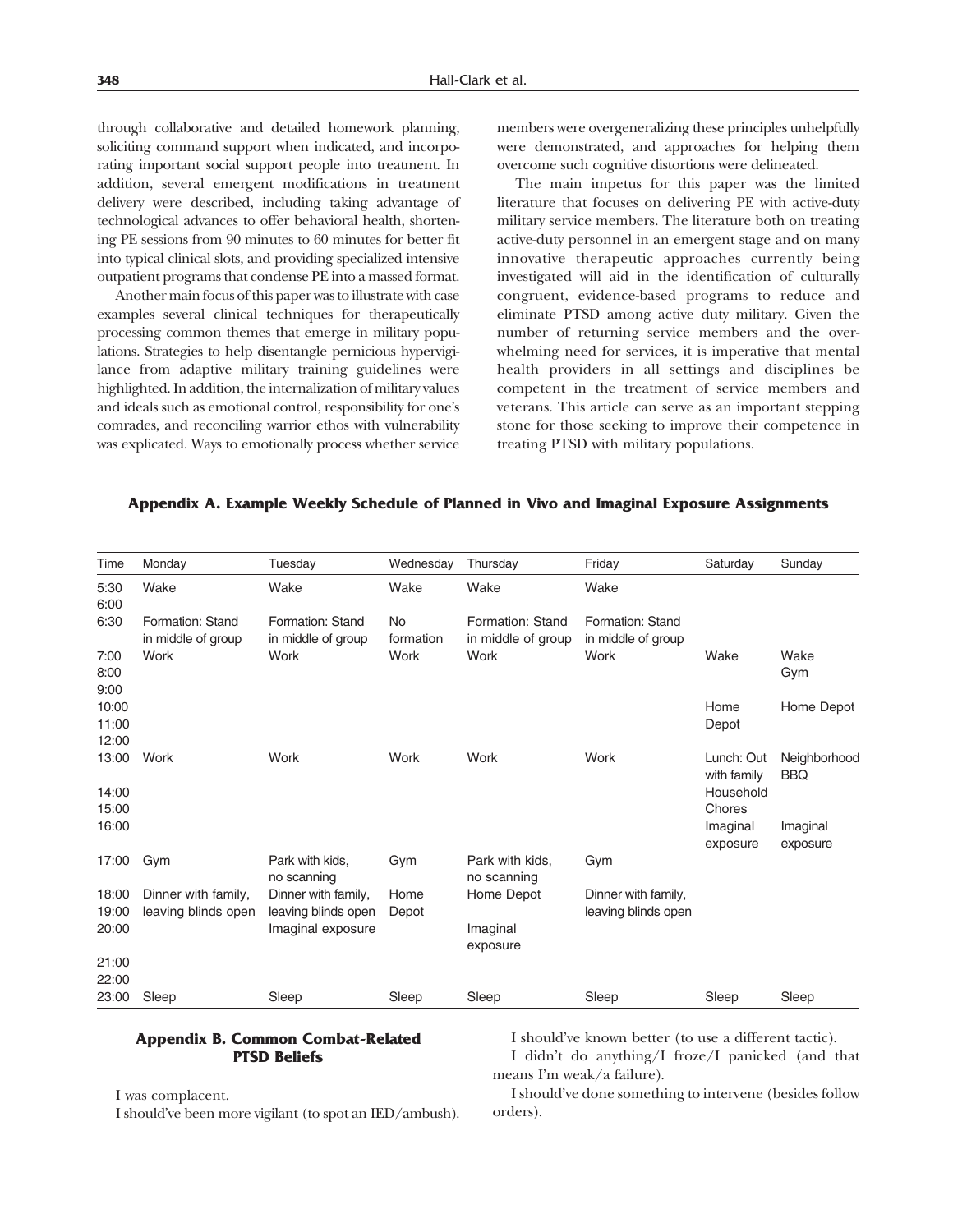through collaborative and detailed homework planning, soliciting command support when indicated, and incorporating important social support people into treatment. In addition, several emergent modifications in treatment delivery were described, including taking advantage of technological advances to offer behavioral health, shortening PE sessions from 90 minutes to 60 minutes for better fit into typical clinical slots, and providing specialized intensive outpatient programs that condense PE into a massed format.

Another main focus of this paper was to illustrate with case examples several clinical techniques for therapeutically processing common themes that emerge in military populations. Strategies to help disentangle pernicious hypervigilance from adaptive military training guidelines were highlighted. In addition, the internalization of military values and ideals such as emotional control, responsibility for one's comrades, and reconciling warrior ethos with vulnerability was explicated. Ways to emotionally process whether service members were overgeneralizing these principles unhelpfully were demonstrated, and approaches for helping them overcome such cognitive distortions were delineated.

The main impetus for this paper was the limited literature that focuses on delivering PE with active-duty military service members. The literature both on treating active-duty personnel in an emergent stage and on many innovative therapeutic approaches currently being investigated will aid in the identification of culturally congruent, evidence-based programs to reduce and eliminate PTSD among active duty military. Given the number of returning service members and the overwhelming need for services, it is imperative that mental health providers in all settings and disciplines be competent in the treatment of service members and veterans. This article can serve as an important stepping stone for those seeking to improve their competence in treating PTSD with military populations.

## Appendix A. Example Weekly Schedule of Planned in Vivo and Imaginal Exposure Assignments

| Time | Monday | Tuesday | Wednesday | Thursday | Friday | Saturday | Sunday |
|---|---|---|---|---|---|---|---|
| 5:30 | Wake | Wake | Wake | Wake | Wake | | |
| 6:00 | | | | | | | |
| 6:30 | Formation: Stand in middle of group | Formation: Stand in middle of group | No formation | Formation: Stand in middle of group | Formation: Stand in middle of group | | |
| 7:00 | Work | Work | Work | Work | Work | Wake | Wake |
| 8:00 | | | | | | | Gym |
| 9:00 | | | | | | | |
| 10:00 | | | | | | Home Depot | Home Depot |
| 11:00 | | | | | | | |
| 12:00 | | | | | | | |
| 13:00 | Work | Work | Work | Work | Work | Lunch: Out with family | Neighborhood BBQ |
| 14:00 | | | | | | Household Chores | |
| 15:00 | | | | | | | |
| 16:00 | | | | | | Imaginal exposure | Imaginal exposure |
| 17:00 | Gym | Park with kids, no scanning | Gym | Park with kids, no scanning | Gym | | |
| 18:00 | Dinner with family, leaving blinds open | Dinner with family, leaving blinds open | Home Depot | Home Depot | Dinner with family, leaving blinds open | | |
| 19:00 | | | | | | | |
| 20:00 | | Imaginal exposure | | Imaginal exposure | | | |
| 21:00 | | | | | | | |
| 22:00 | | | | | | | |
| 23:00 | Sleep | Sleep | Sleep | Sleep | Sleep | Sleep | Sleep |

## Appendix B. Common Combat-Related PTSD Beliefs

I was complacent.

I should've been more vigilant (to spot an IED/ambush).

I should've known better (to use a different tactic).

I didn't do anything/I froze/I panicked (and that means I'm weak/a failure).

I should've done something to intervene (besides follow orders).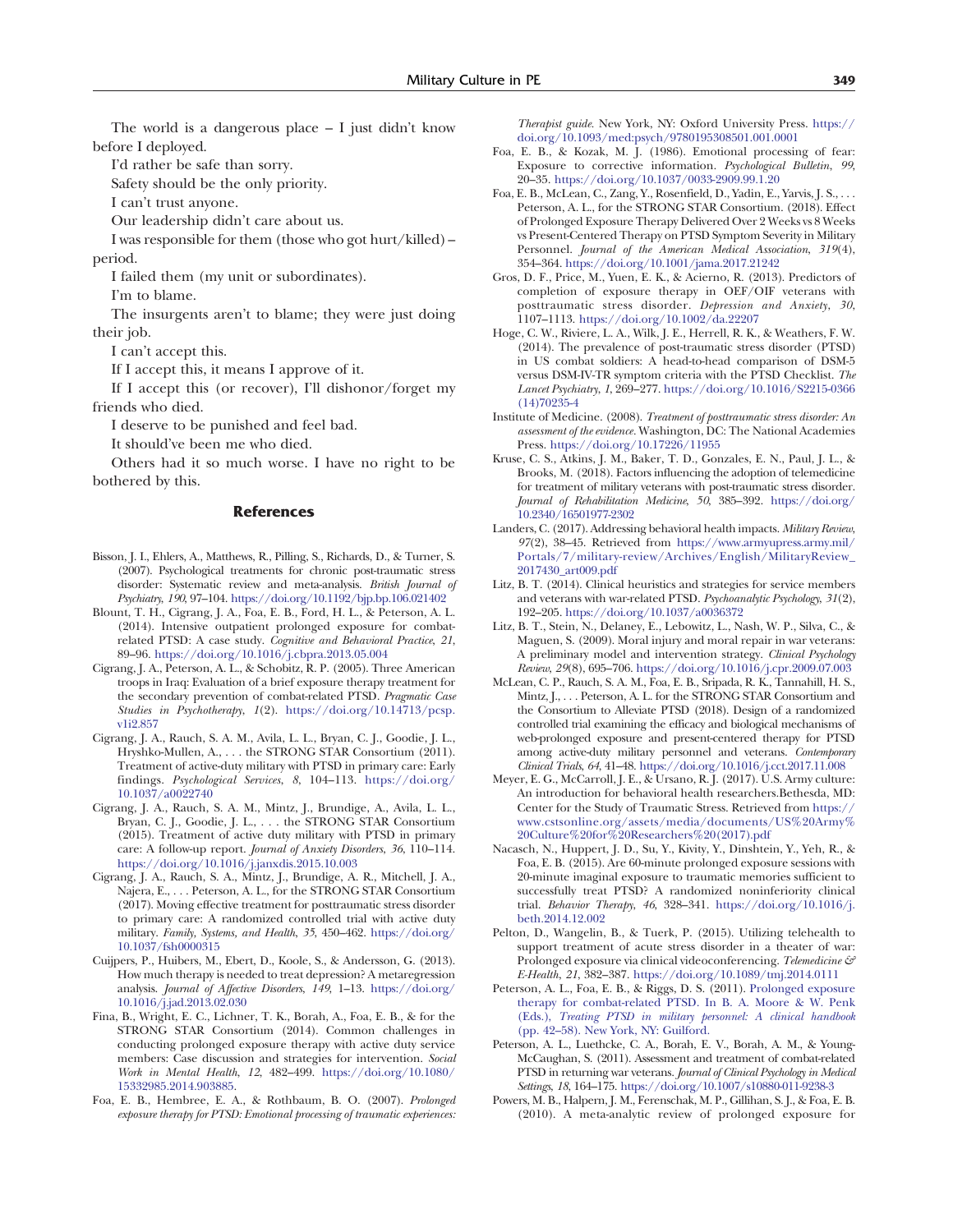The world is a dangerous place – I just didn't know before I deployed.

I'd rather be safe than sorry.

Safety should be the only priority.

I can't trust anyone.

Our leadership didn't care about us.

I was responsible for them (those who got hurt/killed) – period.

I failed them (my unit or subordinates).

I'm to blame.

The insurgents aren't to blame; they were just doing their job.

I can't accept this.

If I accept this, it means I approve of it.

If I accept this (or recover), I'll dishonor/forget my friends who died.

I deserve to be punished and feel bad.

It should've been me who died.

Others had it so much worse. I have no right to be bothered by this.

## References

Bisson, J. I., Ehlers, A., Matthews, R., Pilling, S., Richards, D., & Turner, S. (2007). Psychological treatments for chronic post-traumatic stress disorder: Systematic review and meta-analysis. *British Journal of Psychiatry, 190*, 97–104. https://doi.org/10.1192/bjp.bp.106.021402

Blount, T. H., Cigrang, J. A., Foa, E. B., Ford, H. L., & Peterson, A. L. (2014). Intensive outpatient prolonged exposure for combat-related PTSD: A case study. *Cognitive and Behavioral Practice, 21*, 89–96. https://doi.org/10.1016/j.cbpra.2013.05.004

Cigrang, J. A., Peterson, A. L., & Schobitz, R. P. (2005). Three American troops in Iraq: Evaluation of a brief exposure therapy treatment for the secondary prevention of combat-related PTSD. *Pragmatic Case Studies in Psychotherapy, 1*(2). https://doi.org/10.14713/pcsp.v1i2.857

Cigrang, J. A., Rauch, S. A. M., Avila, L. L., Bryan, C. J., Goodie, J. L., Hryshko-Mullen, A., . . . the STRONG STAR Consortium (2011). Treatment of active-duty military with PTSD in primary care: Early findings. *Psychological Services, 8*, 104–113. https://doi.org/10.1037/a0022740

Cigrang, J. A., Rauch, S. A. M., Mintz, J., Brundige, A., Avila, L. L., Bryan, C. J., Goodie, J. L., . . . the STRONG STAR Consortium (2015). Treatment of active duty military with PTSD in primary care: A follow-up report. *Journal of Anxiety Disorders, 36*, 110–114. https://doi.org/10.1016/j.janxdis.2015.10.003

Cigrang, J. A., Rauch, S. A., Mintz, J., Brundige, A. R., Mitchell, J. A., Najera, E., . . . Peterson, A. L., for the STRONG STAR Consortium (2017). Moving effective treatment for posttraumatic stress disorder to primary care: A randomized controlled trial with active duty military. *Family, Systems, and Health, 35*, 450–462. https://doi.org/10.1037/fsh0000315

Cuijpers, P., Huibers, M., Ebert, D., Koole, S., & Andersson, G. (2013). How much therapy is needed to treat depression? A metaregression analysis. *Journal of Affective Disorders, 149*, 1–13. https://doi.org/10.1016/j.jad.2013.02.030

Fina, B., Wright, E. C., Lichner, T. K., Borah, A., Foa, E. B., & for the STRONG STAR Consortium (2014). Common challenges in conducting prolonged exposure therapy with active duty service members: Case discussion and strategies for intervention. *Social Work in Mental Health, 12*, 482–499. https://doi.org/10.1080/15332985.2014.903885.

Foa, E. B., Hembree, E. A., & Rothbaum, B. O. (2007). *Prolonged exposure therapy for PTSD: Emotional processing of traumatic experiences: Therapist guide*. New York, NY: Oxford University Press. https://doi.org/10.1093/med:psych/9780195308501.001.0001

Foa, E. B., & Kozak, M. J. (1986). Emotional processing of fear: Exposure to corrective information. *Psychological Bulletin, 99*, 20–35. https://doi.org/10.1037/0033-2909.99.1.20

Foa, E. B., McLean, C., Zang, Y., Rosenfield, D., Yadin, E., Yarvis, J. S., . . . Peterson, A. L., for the STRONG STAR Consortium. (2018). Effect of Prolonged Exposure Therapy Delivered Over 2 Weeks vs 8 Weeks vs Present-Centered Therapy on PTSD Symptom Severity in Military Personnel. *Journal of the American Medical Association, 319*(4), 354–364. https://doi.org/10.1001/jama.2017.21242

Gros, D. F., Price, M., Yuen, E. K., & Acierno, R. (2013). Predictors of completion of exposure therapy in OEF/OIF veterans with posttraumatic stress disorder. *Depression and Anxiety, 30*, 1107–1113. https://doi.org/10.1002/da.22207

Hoge, C. W., Riviere, L. A., Wilk, J. E., Herrell, R. K., & Weathers, F. W. (2014). The prevalence of post-traumatic stress disorder (PTSD) in US combat soldiers: A head-to-head comparison of DSM-5 versus DSM-IV-TR symptom criteria with the PTSD Checklist. *The Lancet Psychiatry, 1*, 269–277. https://doi.org/10.1016/S2215-0366(14)70235-4

Institute of Medicine. (2008). *Treatment of posttraumatic stress disorder: An assessment of the evidence*. Washington, DC: The National Academies Press. https://doi.org/10.17226/11955

Kruse, C. S., Atkins, J. M., Baker, T. D., Gonzales, E. N., Paul, J. L., & Brooks, M. (2018). Factors influencing the adoption of telemedicine for treatment of military veterans with post-traumatic stress disorder. *Journal of Rehabilitation Medicine, 50*, 385–392. https://doi.org/10.2340/16501977-2302

Landers, C. (2017). Addressing behavioral health impacts. *Military Review, 97*(2), 38–45. Retrieved from https://www.armyupress.army.mil/Portals/7/military-review/Archives/English/MilitaryReview_2017430_art009.pdf

Litz, B. T. (2014). Clinical heuristics and strategies for service members and veterans with war-related PTSD. *Psychoanalytic Psychology, 31*(2), 192–205. https://doi.org/10.1037/a0036372

Litz, B. T., Stein, N., Delaney, E., Lebowitz, L., Nash, W. P., Silva, C., & Maguen, S. (2009). Moral injury and moral repair in war veterans: A preliminary model and intervention strategy. *Clinical Psychology Review, 29*(8), 695–706. https://doi.org/10.1016/j.cpr.2009.07.003

McLean, C. P., Rauch, S. A. M., Foa, E. B., Sripada, R. K., Tannahill, H. S., Mintz, J., . . . Peterson, A. L. for the STRONG STAR Consortium and the Consortium to Alleviate PTSD (2018). Design of a randomized controlled trial examining the efficacy and biological mechanisms of web-prolonged exposure and present-centered therapy for PTSD among active-duty military personnel and veterans. *Contemporary Clinical Trials, 64*, 41–48. https://doi.org/10.1016/j.cct.2017.11.008

Meyer, E. G., McCarroll, J. E., & Ursano, R. J. (2017). U.S. Army culture: An introduction for behavioral health researchers.Bethesda, MD: Center for the Study of Traumatic Stress. Retrieved from https://www.cstsonline.org/assets/media/documents/US%20Army%20Culture%20for%20Researchers%20(2017).pdf

Nacasch, N., Huppert, J. D., Su, Y., Kivity, Y., Dinshtein, Y., Yeh, R., & Foa, E. B. (2015). Are 60-minute prolonged exposure sessions with 20-minute imaginal exposure to traumatic memories sufficient to successfully treat PTSD? A randomized noninferiority clinical trial. *Behavior Therapy, 46*, 328–341. https://doi.org/10.1016/j.beth.2014.12.002

Pelton, D., Wangelin, B., & Tuerk, P. (2015). Utilizing telehealth to support treatment of acute stress disorder in a theater of war: Prolonged exposure via clinical videoconferencing. *Telemedicine & E-Health, 21*, 382–387. https://doi.org/10.1089/tmj.2014.0111

Peterson, A. L., Foa, E. B., & Riggs, D. S. (2011). Prolonged exposure therapy for combat-related PTSD. In B. A. Moore & W. Penk (Eds.), *Treating PTSD in military personnel: A clinical handbook* (pp. 42–58). New York, NY: Guilford.

Peterson, A. L., Luethcke, C. A., Borah, E. V., Borah, A. M., & Young-McCaughan, S. (2011). Assessment and treatment of combat-related PTSD in returning war veterans. *Journal of Clinical Psychology in Medical Settings, 18*, 164–175. https://doi.org/10.1007/s10880-011-9238-3

Powers, M. B., Halpern, J. M., Ferenschak, M. P., Gillihan, S. J., & Foa, E. B. (2010). A meta-analytic review of prolonged exposure for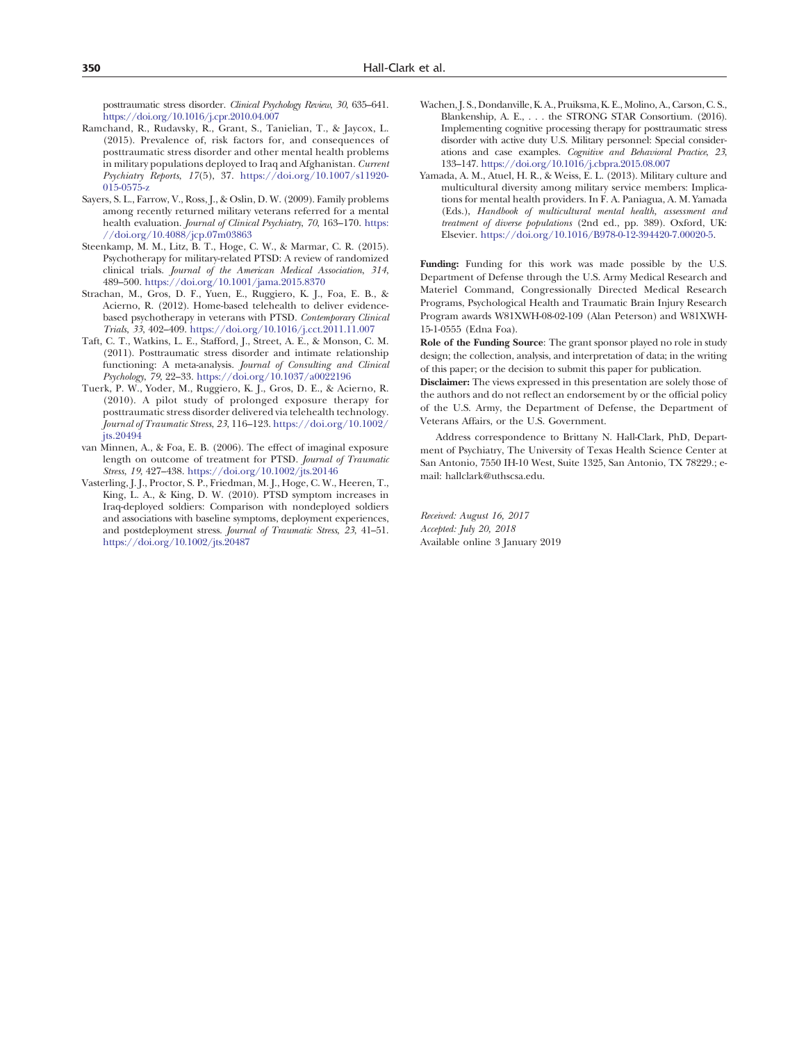posttraumatic stress disorder. *Clinical Psychology Review*, *30*, 635–641. https://doi.org/10.1016/j.cpr.2010.04.007

Ramchand, R., Rudavsky, R., Grant, S., Tanielian, T., & Jaycox, L. (2015). Prevalence of, risk factors for, and consequences of posttraumatic stress disorder and other mental health problems in military populations deployed to Iraq and Afghanistan. *Current Psychiatry Reports*, *17*(5), 37. https://doi.org/10.1007/s11920-015-0575-z

Sayers, S. L., Farrow, V., Ross, J., & Oslin, D. W. (2009). Family problems among recently returned military veterans referred for a mental health evaluation. *Journal of Clinical Psychiatry*, *70*, 163–170. https://doi.org/10.4088/jcp.07m03863

Steenkamp, M. M., Litz, B. T., Hoge, C. W., & Marmar, C. R. (2015). Psychotherapy for military-related PTSD: A review of randomized clinical trials. *Journal of the American Medical Association*, *314*, 489–500. https://doi.org/10.1001/jama.2015.8370

Strachan, M., Gros, D. F., Yuen, E., Ruggiero, K. J., Foa, E. B., & Acierno, R. (2012). Home-based telehealth to deliver evidence-based psychotherapy in veterans with PTSD. *Contemporary Clinical Trials*, *33*, 402–409. https://doi.org/10.1016/j.cct.2011.11.007

Taft, C. T., Watkins, L. E., Stafford, J., Street, A. E., & Monson, C. M. (2011). Posttraumatic stress disorder and intimate relationship functioning: A meta-analysis. *Journal of Consulting and Clinical Psychology*, *79*, 22–33. https://doi.org/10.1037/a0022196

Tuerk, P. W., Yoder, M., Ruggiero, K. J., Gros, D. E., & Acierno, R. (2010). A pilot study of prolonged exposure therapy for posttraumatic stress disorder delivered via telehealth technology. *Journal of Traumatic Stress*, *23*, 116–123. https://doi.org/10.1002/jts.20494

van Minnen, A., & Foa, E. B. (2006). The effect of imaginal exposure length on outcome of treatment for PTSD. *Journal of Traumatic Stress*, *19*, 427–438. https://doi.org/10.1002/jts.20146

Vasterling, J. J., Proctor, S. P., Friedman, M. J., Hoge, C. W., Heeren, T., King, L. A., & King, D. W. (2010). PTSD symptom increases in Iraq-deployed soldiers: Comparison with nondeployed soldiers and associations with baseline symptoms, deployment experiences, and postdeployment stress. *Journal of Traumatic Stress*, *23*, 41–51. https://doi.org/10.1002/jts.20487

Wachen, J. S., Dondanville, K. A., Pruiksma, K. E., Molino, A., Carson, C. S., Blankenship, A. E., . . . the STRONG STAR Consortium. (2016). Implementing cognitive processing therapy for posttraumatic stress disorder with active duty U.S. Military personnel: Special considerations and case examples. *Cognitive and Behavioral Practice*, *23*, 133–147. https://doi.org/10.1016/j.cbpra.2015.08.007

Yamada, A. M., Atuel, H. R., & Weiss, E. L. (2013). Military culture and multicultural diversity among military service members: Implications for mental health providers. In F. A. Paniagua, A. M. Yamada (Eds.), *Handbook of multicultural mental health, assessment and treatment of diverse populations* (2nd ed., pp. 389). Oxford, UK: Elsevier. https://doi.org/10.1016/B978-0-12-394420-7.00020-5.

**Funding:** Funding for this work was made possible by the U.S. Department of Defense through the U.S. Army Medical Research and Materiel Command, Congressionally Directed Medical Research Programs, Psychological Health and Traumatic Brain Injury Research Program awards W81XWH-08-02-109 (Alan Peterson) and W81XWH-15-1-0555 (Edna Foa).

**Role of the Funding Source**: The grant sponsor played no role in study design; the collection, analysis, and interpretation of data; in the writing of this paper; or the decision to submit this paper for publication.

**Disclaimer:** The views expressed in this presentation are solely those of the authors and do not reflect an endorsement by or the official policy of the U.S. Army, the Department of Defense, the Department of Veterans Affairs, or the U.S. Government.

Address correspondence to Brittany N. Hall-Clark, PhD, Department of Psychiatry, The University of Texas Health Science Center at San Antonio, 7550 IH-10 West, Suite 1325, San Antonio, TX 78229.; e-mail: hallclark@uthscsa.edu.

*Received: August 16, 2017*
*Accepted: July 20, 2018*
Available online 3 January 2019